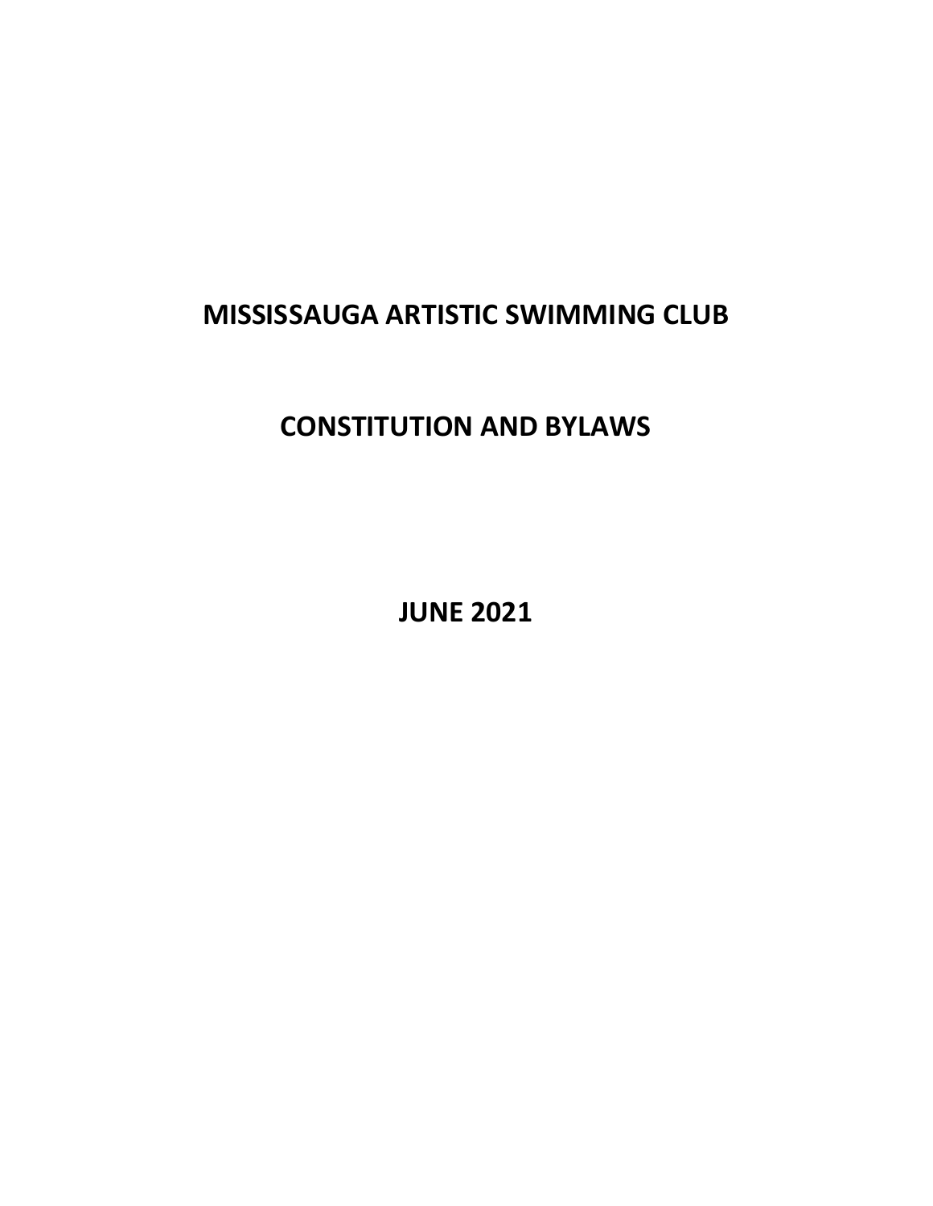# MISSISSAUGA ARTISTIC SWIMMING CLUB

# CONSTITUTION AND BYLAWS

# JUNE 2021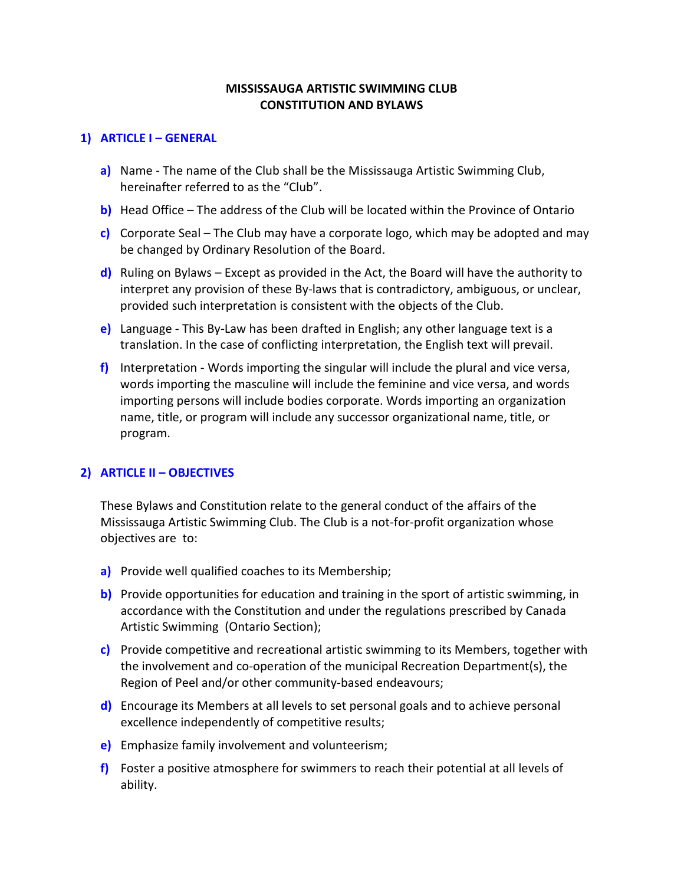**MISSISSAUGA ARTISTIC SWIMMING CLUB**
**CONSTITUTION AND BYLAWS**

## 1) ARTICLE I – GENERAL

a) Name - The name of the Club shall be the Mississauga Artistic Swimming Club, hereinafter referred to as the "Club".

b) Head Office – The address of the Club will be located within the Province of Ontario

c) Corporate Seal – The Club may have a corporate logo, which may be adopted and may be changed by Ordinary Resolution of the Board.

d) Ruling on Bylaws – Except as provided in the Act, the Board will have the authority to interpret any provision of these By-laws that is contradictory, ambiguous, or unclear, provided such interpretation is consistent with the objects of the Club.

e) Language - This By-Law has been drafted in English; any other language text is a translation. In the case of conflicting interpretation, the English text will prevail.

f) Interpretation - Words importing the singular will include the plural and vice versa, words importing the masculine will include the feminine and vice versa, and words importing persons will include bodies corporate. Words importing an organization name, title, or program will include any successor organizational name, title, or program.

## 2) ARTICLE II – OBJECTIVES

These Bylaws and Constitution relate to the general conduct of the affairs of the Mississauga Artistic Swimming Club. The Club is a not-for-profit organization whose objectives are to:

a) Provide well qualified coaches to its Membership;

b) Provide opportunities for education and training in the sport of artistic swimming, in accordance with the Constitution and under the regulations prescribed by Canada Artistic Swimming (Ontario Section);

c) Provide competitive and recreational artistic swimming to its Members, together with the involvement and co-operation of the municipal Recreation Department(s), the Region of Peel and/or other community-based endeavours;

d) Encourage its Members at all levels to set personal goals and to achieve personal excellence independently of competitive results;

e) Emphasize family involvement and volunteerism;

f) Foster a positive atmosphere for swimmers to reach their potential at all levels of ability.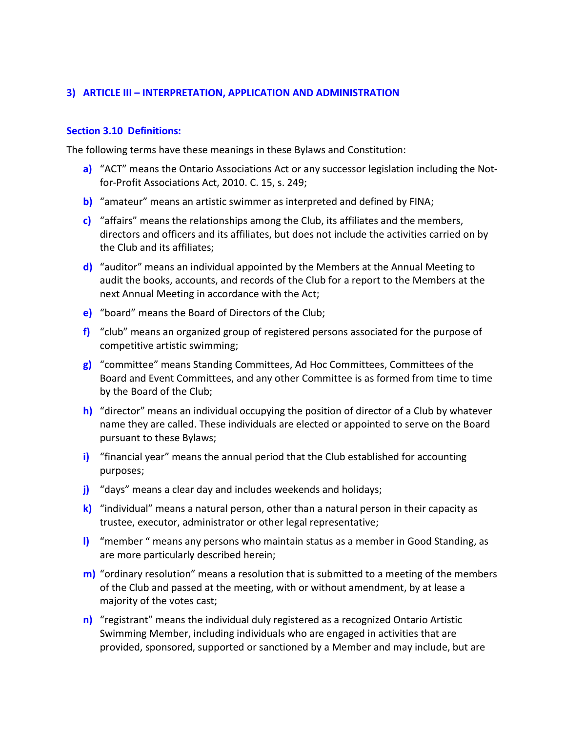## 3) ARTICLE III – INTERPRETATION, APPLICATION AND ADMINISTRATION

### Section 3.10 Definitions:

The following terms have these meanings in these Bylaws and Constitution:

**a)** "ACT" means the Ontario Associations Act or any successor legislation including the Not-for-Profit Associations Act, 2010. C. 15, s. 249;

**b)** "amateur" means an artistic swimmer as interpreted and defined by FINA;

**c)** "affairs" means the relationships among the Club, its affiliates and the members, directors and officers and its affiliates, but does not include the activities carried on by the Club and its affiliates;

**d)** "auditor" means an individual appointed by the Members at the Annual Meeting to audit the books, accounts, and records of the Club for a report to the Members at the next Annual Meeting in accordance with the Act;

**e)** "board" means the Board of Directors of the Club;

**f)** "club" means an organized group of registered persons associated for the purpose of competitive artistic swimming;

**g)** "committee" means Standing Committees, Ad Hoc Committees, Committees of the Board and Event Committees, and any other Committee is as formed from time to time by the Board of the Club;

**h)** "director" means an individual occupying the position of director of a Club by whatever name they are called. These individuals are elected or appointed to serve on the Board pursuant to these Bylaws;

**i)** "financial year" means the annual period that the Club established for accounting purposes;

**j)** "days" means a clear day and includes weekends and holidays;

**k)** "individual" means a natural person, other than a natural person in their capacity as trustee, executor, administrator or other legal representative;

**l)** "member " means any persons who maintain status as a member in Good Standing, as are more particularly described herein;

**m)** "ordinary resolution" means a resolution that is submitted to a meeting of the members of the Club and passed at the meeting, with or without amendment, by at lease a majority of the votes cast;

**n)** "registrant" means the individual duly registered as a recognized Ontario Artistic Swimming Member, including individuals who are engaged in activities that are provided, sponsored, supported or sanctioned by a Member and may include, but are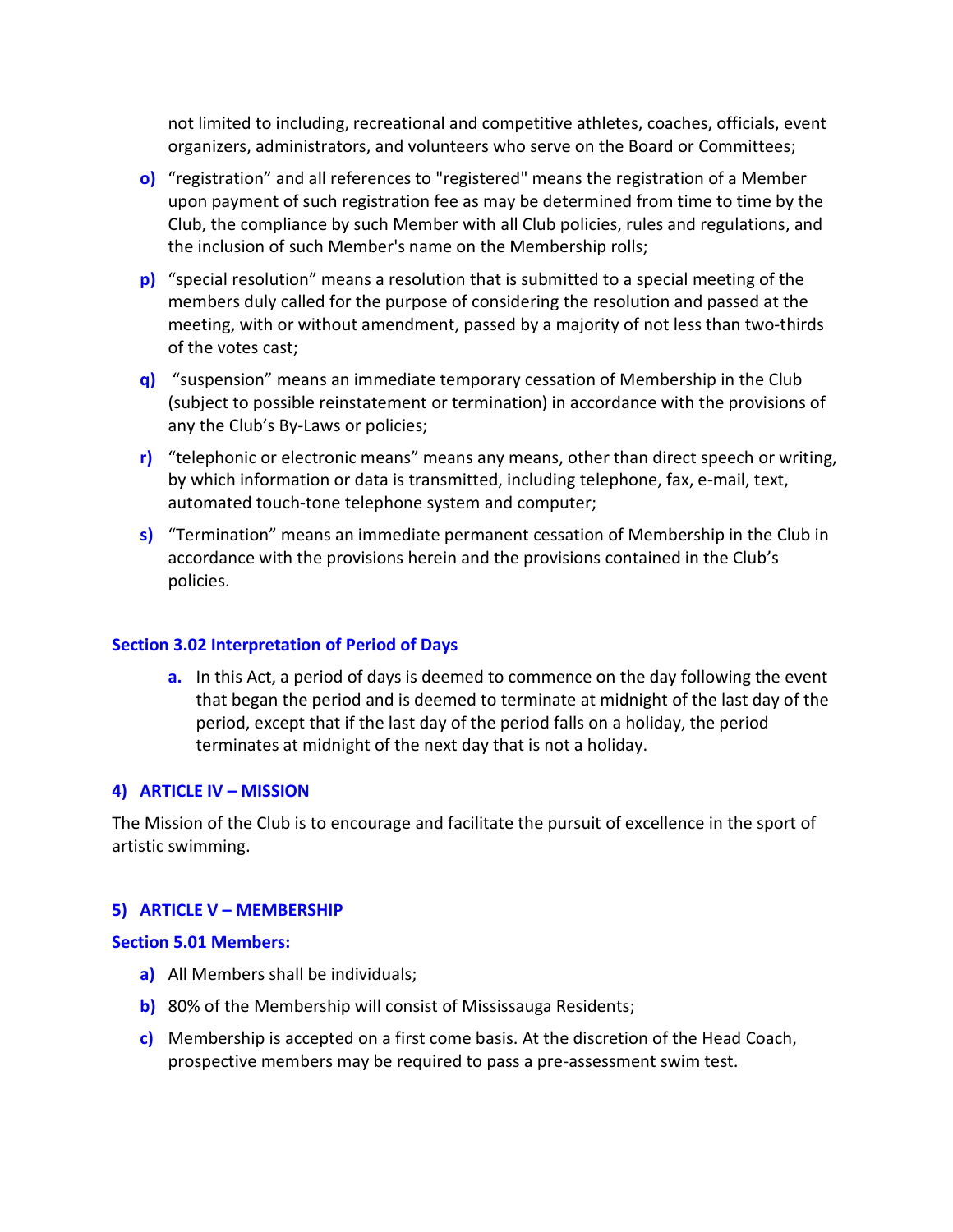not limited to including, recreational and competitive athletes, coaches, officials, event organizers, administrators, and volunteers who serve on the Board or Committees;

**o)** "registration" and all references to "registered" means the registration of a Member upon payment of such registration fee as may be determined from time to time by the Club, the compliance by such Member with all Club policies, rules and regulations, and the inclusion of such Member's name on the Membership rolls;

**p)** "special resolution" means a resolution that is submitted to a special meeting of the members duly called for the purpose of considering the resolution and passed at the meeting, with or without amendment, passed by a majority of not less than two-thirds of the votes cast;

**q)** "suspension" means an immediate temporary cessation of Membership in the Club (subject to possible reinstatement or termination) in accordance with the provisions of any the Club's By-Laws or policies;

**r)** "telephonic or electronic means" means any means, other than direct speech or writing, by which information or data is transmitted, including telephone, fax, e-mail, text, automated touch-tone telephone system and computer;

**s)** "Termination" means an immediate permanent cessation of Membership in the Club in accordance with the provisions herein and the provisions contained in the Club's policies.

### Section 3.02 Interpretation of Period of Days

**a.** In this Act, a period of days is deemed to commence on the day following the event that began the period and is deemed to terminate at midnight of the last day of the period, except that if the last day of the period falls on a holiday, the period terminates at midnight of the next day that is not a holiday.

## 4) ARTICLE IV – MISSION

The Mission of the Club is to encourage and facilitate the pursuit of excellence in the sport of artistic swimming.

## 5) ARTICLE V – MEMBERSHIP

### Section 5.01 Members:

**a)** All Members shall be individuals;

**b)** 80% of the Membership will consist of Mississauga Residents;

**c)** Membership is accepted on a first come basis. At the discretion of the Head Coach, prospective members may be required to pass a pre-assessment swim test.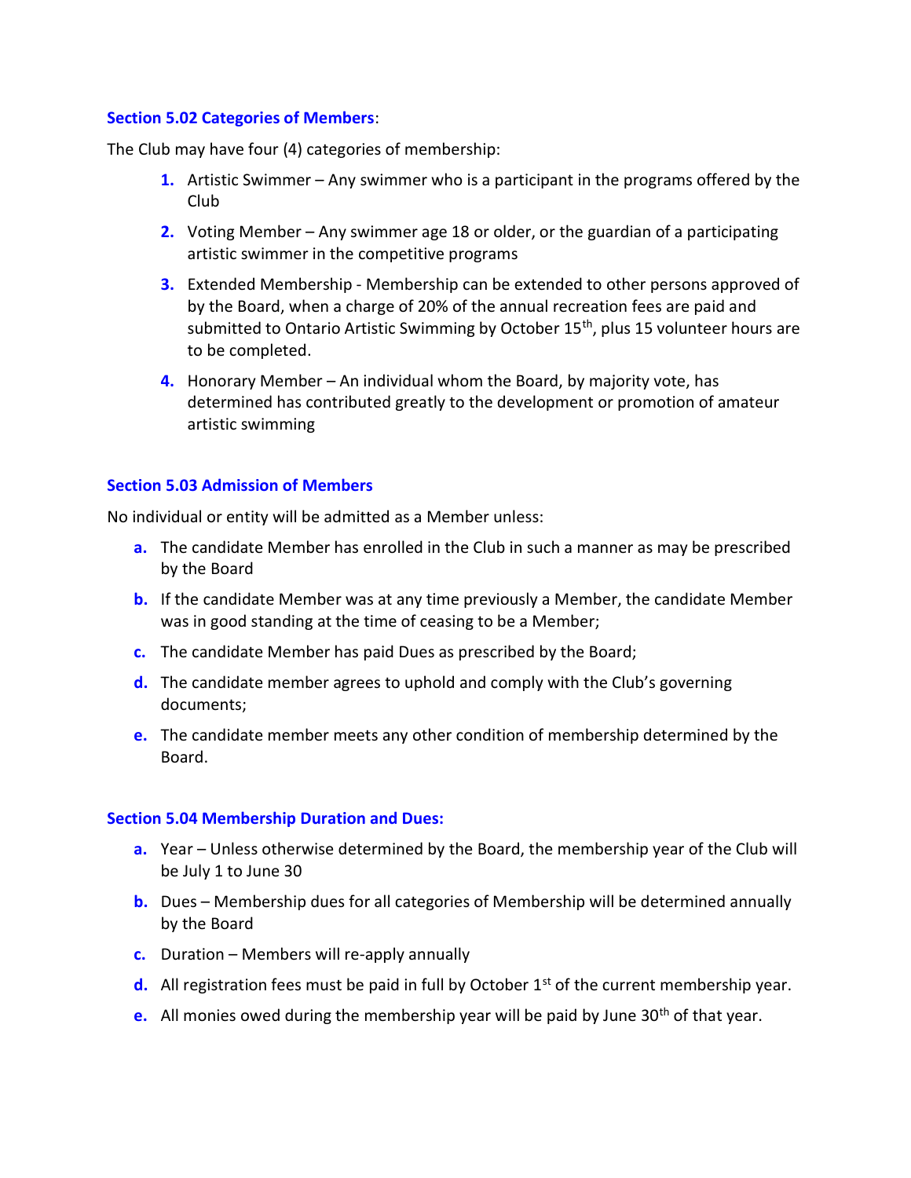### Section 5.02 Categories of Members:

The Club may have four (4) categories of membership:

1. Artistic Swimmer – Any swimmer who is a participant in the programs offered by the Club
2. Voting Member – Any swimmer age 18 or older, or the guardian of a participating artistic swimmer in the competitive programs
3. Extended Membership - Membership can be extended to other persons approved of by the Board, when a charge of 20% of the annual recreation fees are paid and submitted to Ontario Artistic Swimming by October 15th, plus 15 volunteer hours are to be completed.
4. Honorary Member – An individual whom the Board, by majority vote, has determined has contributed greatly to the development or promotion of amateur artistic swimming

### Section 5.03 Admission of Members

No individual or entity will be admitted as a Member unless:

a. The candidate Member has enrolled in the Club in such a manner as may be prescribed by the Board
b. If the candidate Member was at any time previously a Member, the candidate Member was in good standing at the time of ceasing to be a Member;
c. The candidate Member has paid Dues as prescribed by the Board;
d. The candidate member agrees to uphold and comply with the Club's governing documents;
e. The candidate member meets any other condition of membership determined by the Board.

### Section 5.04 Membership Duration and Dues:

a. Year – Unless otherwise determined by the Board, the membership year of the Club will be July 1 to June 30
b. Dues – Membership dues for all categories of Membership will be determined annually by the Board
c. Duration – Members will re-apply annually
d. All registration fees must be paid in full by October 1st of the current membership year.
e. All monies owed during the membership year will be paid by June 30th of that year.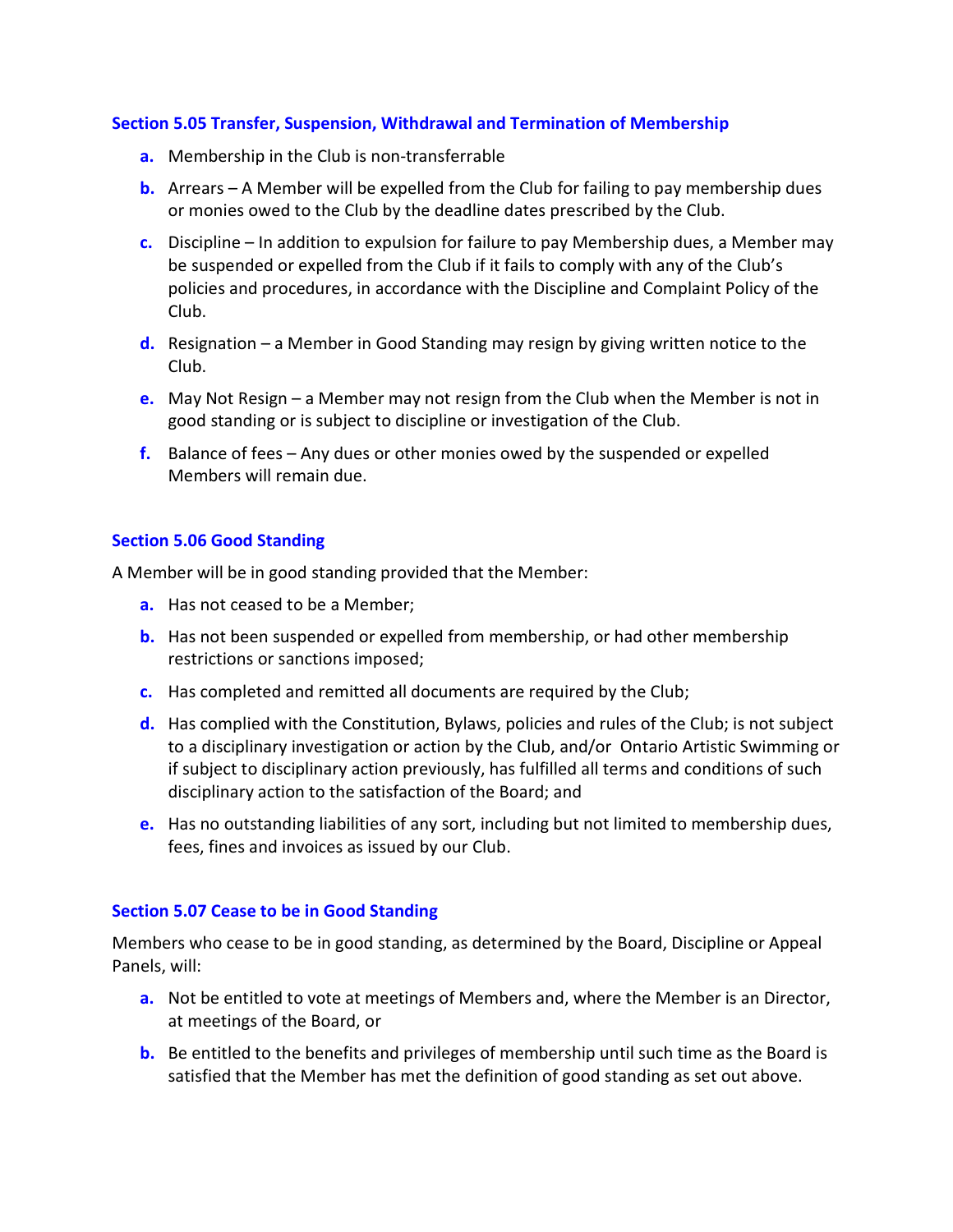### Section 5.05 Transfer, Suspension, Withdrawal and Termination of Membership

- **a.** Membership in the Club is non-transferrable
- **b.** Arrears – A Member will be expelled from the Club for failing to pay membership dues or monies owed to the Club by the deadline dates prescribed by the Club.
- **c.** Discipline – In addition to expulsion for failure to pay Membership dues, a Member may be suspended or expelled from the Club if it fails to comply with any of the Club's policies and procedures, in accordance with the Discipline and Complaint Policy of the Club.
- **d.** Resignation – a Member in Good Standing may resign by giving written notice to the Club.
- **e.** May Not Resign – a Member may not resign from the Club when the Member is not in good standing or is subject to discipline or investigation of the Club.
- **f.** Balance of fees – Any dues or other monies owed by the suspended or expelled Members will remain due.

### Section 5.06 Good Standing

A Member will be in good standing provided that the Member:

- **a.** Has not ceased to be a Member;
- **b.** Has not been suspended or expelled from membership, or had other membership restrictions or sanctions imposed;
- **c.** Has completed and remitted all documents are required by the Club;
- **d.** Has complied with the Constitution, Bylaws, policies and rules of the Club; is not subject to a disciplinary investigation or action by the Club, and/or Ontario Artistic Swimming or if subject to disciplinary action previously, has fulfilled all terms and conditions of such disciplinary action to the satisfaction of the Board; and
- **e.** Has no outstanding liabilities of any sort, including but not limited to membership dues, fees, fines and invoices as issued by our Club.

### Section 5.07 Cease to be in Good Standing

Members who cease to be in good standing, as determined by the Board, Discipline or Appeal Panels, will:

- **a.** Not be entitled to vote at meetings of Members and, where the Member is an Director, at meetings of the Board, or
- **b.** Be entitled to the benefits and privileges of membership until such time as the Board is satisfied that the Member has met the definition of good standing as set out above.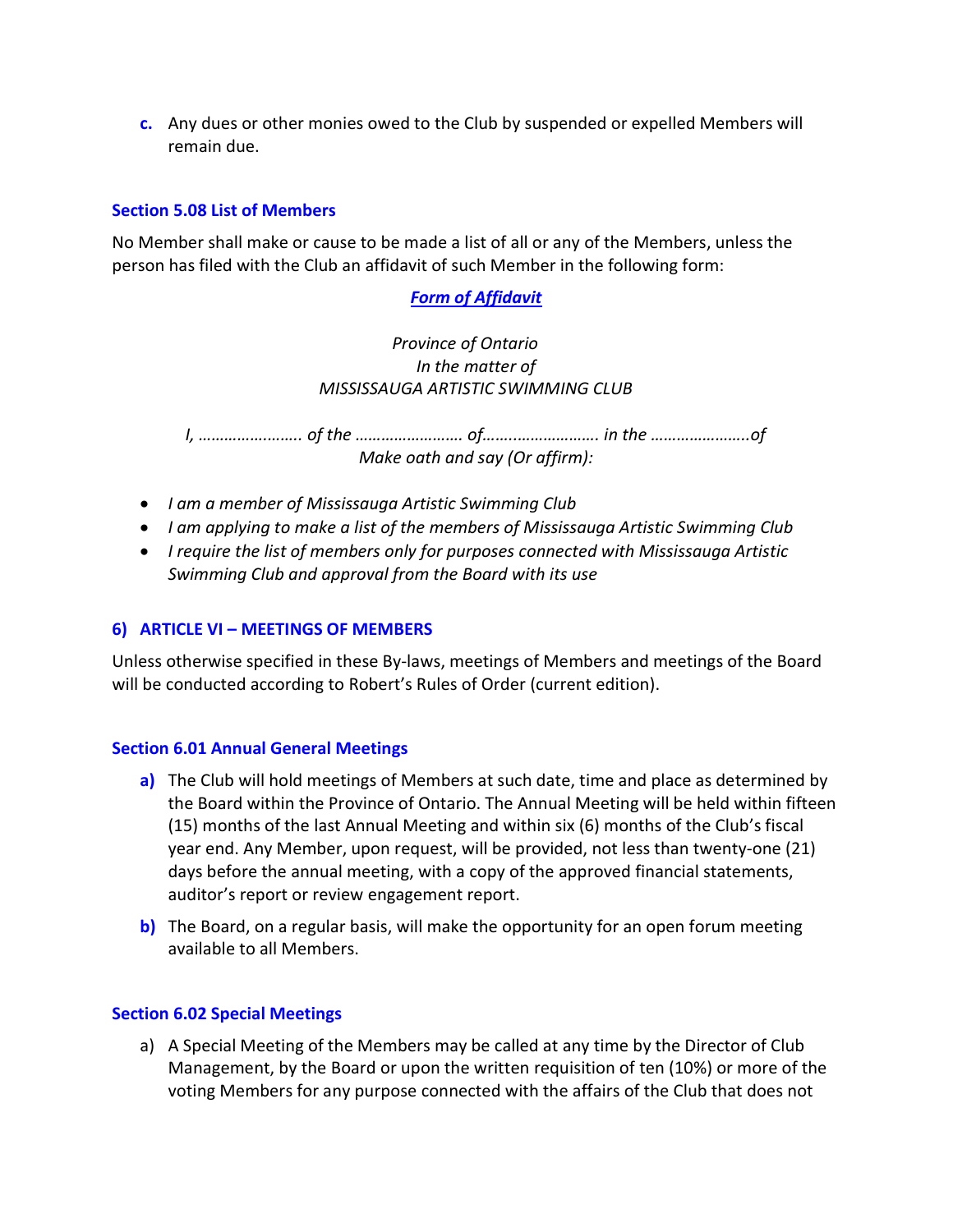c. Any dues or other monies owed to the Club by suspended or expelled Members will remain due.

### Section 5.08 List of Members

No Member shall make or cause to be made a list of all or any of the Members, unless the person has filed with the Club an affidavit of such Member in the following form:

***Form of Affidavit***

*Province of Ontario*
*In the matter of*
*MISSISSAUGA ARTISTIC SWIMMING CLUB*

*I, ………………….. of the ……………………. of……..……………… in the …………………..of*
*Make oath and say (Or affirm):*

- *I am a member of Mississauga Artistic Swimming Club*
- *I am applying to make a list of the members of Mississauga Artistic Swimming Club*
- *I require the list of members only for purposes connected with Mississauga Artistic Swimming Club and approval from the Board with its use*

## 6) ARTICLE VI – MEETINGS OF MEMBERS

Unless otherwise specified in these By-laws, meetings of Members and meetings of the Board will be conducted according to Robert's Rules of Order (current edition).

### Section 6.01 Annual General Meetings

a) The Club will hold meetings of Members at such date, time and place as determined by the Board within the Province of Ontario. The Annual Meeting will be held within fifteen (15) months of the last Annual Meeting and within six (6) months of the Club's fiscal year end. Any Member, upon request, will be provided, not less than twenty-one (21) days before the annual meeting, with a copy of the approved financial statements, auditor's report or review engagement report.

b) The Board, on a regular basis, will make the opportunity for an open forum meeting available to all Members.

### Section 6.02 Special Meetings

a) A Special Meeting of the Members may be called at any time by the Director of Club Management, by the Board or upon the written requisition of ten (10%) or more of the voting Members for any purpose connected with the affairs of the Club that does not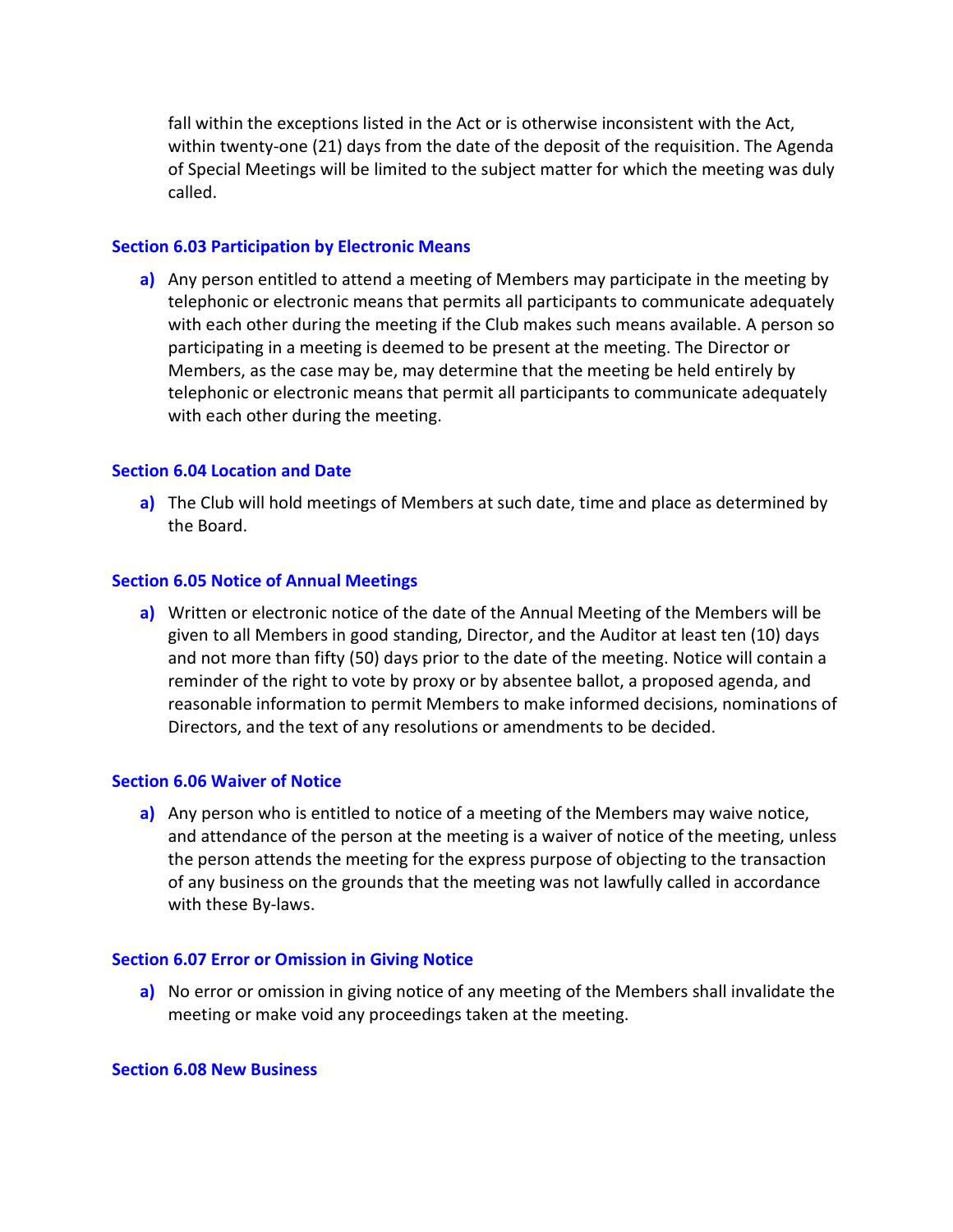fall within the exceptions listed in the Act or is otherwise inconsistent with the Act, within twenty-one (21) days from the date of the deposit of the requisition. The Agenda of Special Meetings will be limited to the subject matter for which the meeting was duly called.

### Section 6.03 Participation by Electronic Means

**a)** Any person entitled to attend a meeting of Members may participate in the meeting by telephonic or electronic means that permits all participants to communicate adequately with each other during the meeting if the Club makes such means available. A person so participating in a meeting is deemed to be present at the meeting. The Director or Members, as the case may be, may determine that the meeting be held entirely by telephonic or electronic means that permit all participants to communicate adequately with each other during the meeting.

### Section 6.04 Location and Date

**a)** The Club will hold meetings of Members at such date, time and place as determined by the Board.

### Section 6.05 Notice of Annual Meetings

**a)** Written or electronic notice of the date of the Annual Meeting of the Members will be given to all Members in good standing, Director, and the Auditor at least ten (10) days and not more than fifty (50) days prior to the date of the meeting. Notice will contain a reminder of the right to vote by proxy or by absentee ballot, a proposed agenda, and reasonable information to permit Members to make informed decisions, nominations of Directors, and the text of any resolutions or amendments to be decided.

### Section 6.06 Waiver of Notice

**a)** Any person who is entitled to notice of a meeting of the Members may waive notice, and attendance of the person at the meeting is a waiver of notice of the meeting, unless the person attends the meeting for the express purpose of objecting to the transaction of any business on the grounds that the meeting was not lawfully called in accordance with these By-laws.

### Section 6.07 Error or Omission in Giving Notice

**a)** No error or omission in giving notice of any meeting of the Members shall invalidate the meeting or make void any proceedings taken at the meeting.

### Section 6.08 New Business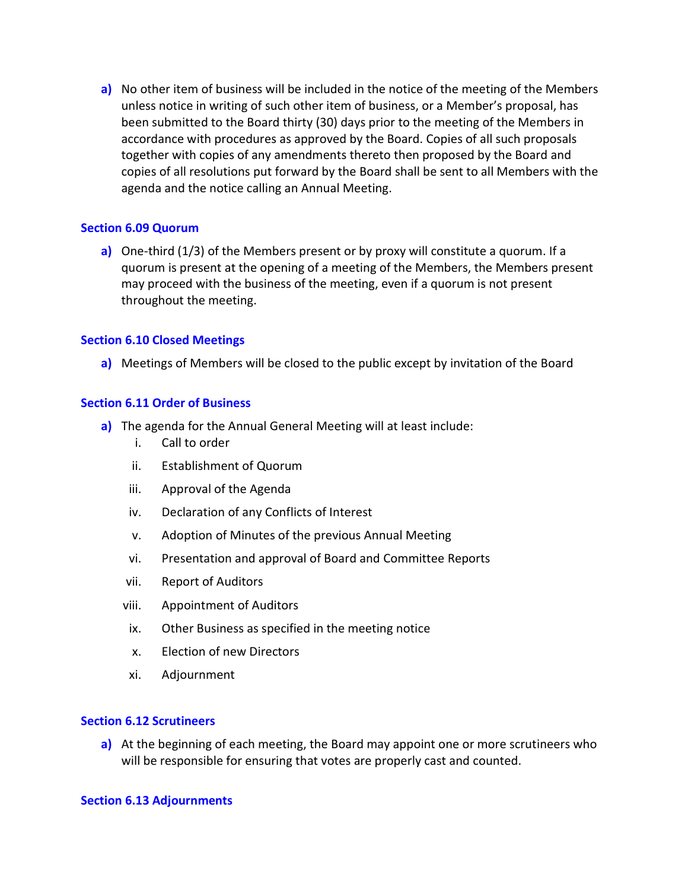**a)** No other item of business will be included in the notice of the meeting of the Members unless notice in writing of such other item of business, or a Member's proposal, has been submitted to the Board thirty (30) days prior to the meeting of the Members in accordance with procedures as approved by the Board. Copies of all such proposals together with copies of any amendments thereto then proposed by the Board and copies of all resolutions put forward by the Board shall be sent to all Members with the agenda and the notice calling an Annual Meeting.

### Section 6.09 Quorum

**a)** One-third (1/3) of the Members present or by proxy will constitute a quorum. If a quorum is present at the opening of a meeting of the Members, the Members present may proceed with the business of the meeting, even if a quorum is not present throughout the meeting.

### Section 6.10 Closed Meetings

**a)** Meetings of Members will be closed to the public except by invitation of the Board

### Section 6.11 Order of Business

**a)** The agenda for the Annual General Meeting will at least include:

   i. Call to order

   ii. Establishment of Quorum

   iii. Approval of the Agenda

   iv. Declaration of any Conflicts of Interest

   v. Adoption of Minutes of the previous Annual Meeting

   vi. Presentation and approval of Board and Committee Reports

   vii. Report of Auditors

   viii. Appointment of Auditors

   ix. Other Business as specified in the meeting notice

   x. Election of new Directors

   xi. Adjournment

### Section 6.12 Scrutineers

**a)** At the beginning of each meeting, the Board may appoint one or more scrutineers who will be responsible for ensuring that votes are properly cast and counted.

### Section 6.13 Adjournments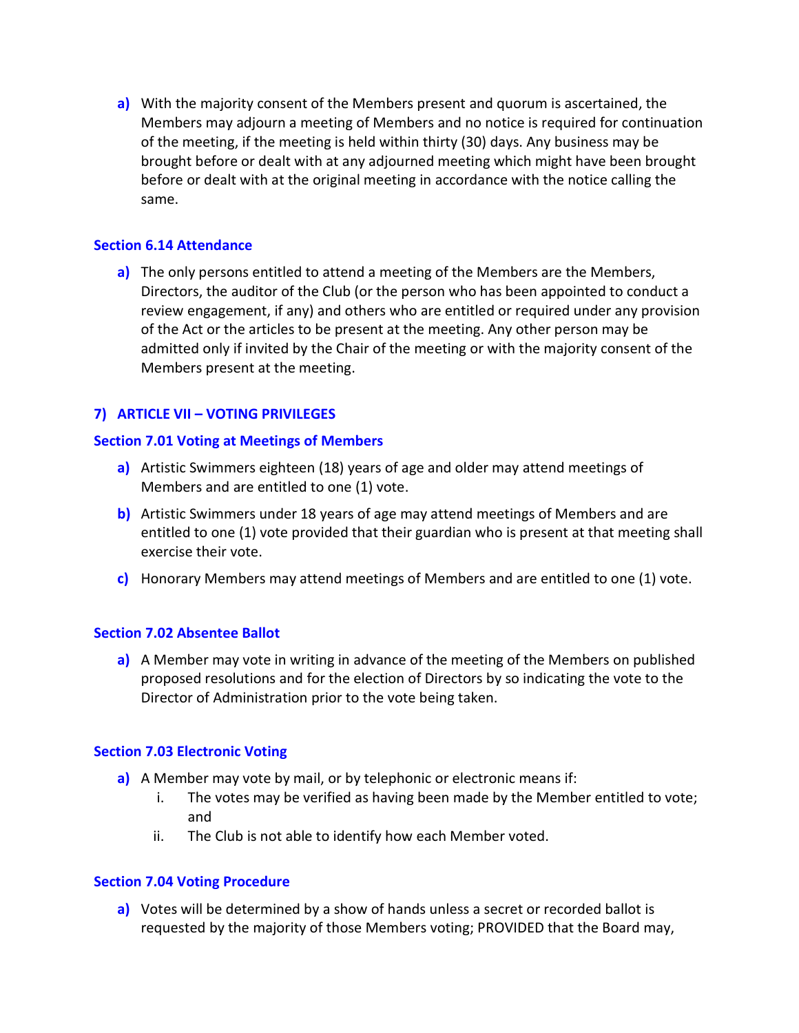**a)** With the majority consent of the Members present and quorum is ascertained, the Members may adjourn a meeting of Members and no notice is required for continuation of the meeting, if the meeting is held within thirty (30) days. Any business may be brought before or dealt with at any adjourned meeting which might have been brought before or dealt with at the original meeting in accordance with the notice calling the same.

### Section 6.14 Attendance

**a)** The only persons entitled to attend a meeting of the Members are the Members, Directors, the auditor of the Club (or the person who has been appointed to conduct a review engagement, if any) and others who are entitled or required under any provision of the Act or the articles to be present at the meeting. Any other person may be admitted only if invited by the Chair of the meeting or with the majority consent of the Members present at the meeting.

## 7) ARTICLE VII – VOTING PRIVILEGES

### Section 7.01 Voting at Meetings of Members

**a)** Artistic Swimmers eighteen (18) years of age and older may attend meetings of Members and are entitled to one (1) vote.

**b)** Artistic Swimmers under 18 years of age may attend meetings of Members and are entitled to one (1) vote provided that their guardian who is present at that meeting shall exercise their vote.

**c)** Honorary Members may attend meetings of Members and are entitled to one (1) vote.

### Section 7.02 Absentee Ballot

**a)** A Member may vote in writing in advance of the meeting of the Members on published proposed resolutions and for the election of Directors by so indicating the vote to the Director of Administration prior to the vote being taken.

### Section 7.03 Electronic Voting

**a)** A Member may vote by mail, or by telephonic or electronic means if:

   i. The votes may be verified as having been made by the Member entitled to vote; and

   ii. The Club is not able to identify how each Member voted.

### Section 7.04 Voting Procedure

**a)** Votes will be determined by a show of hands unless a secret or recorded ballot is requested by the majority of those Members voting; PROVIDED that the Board may,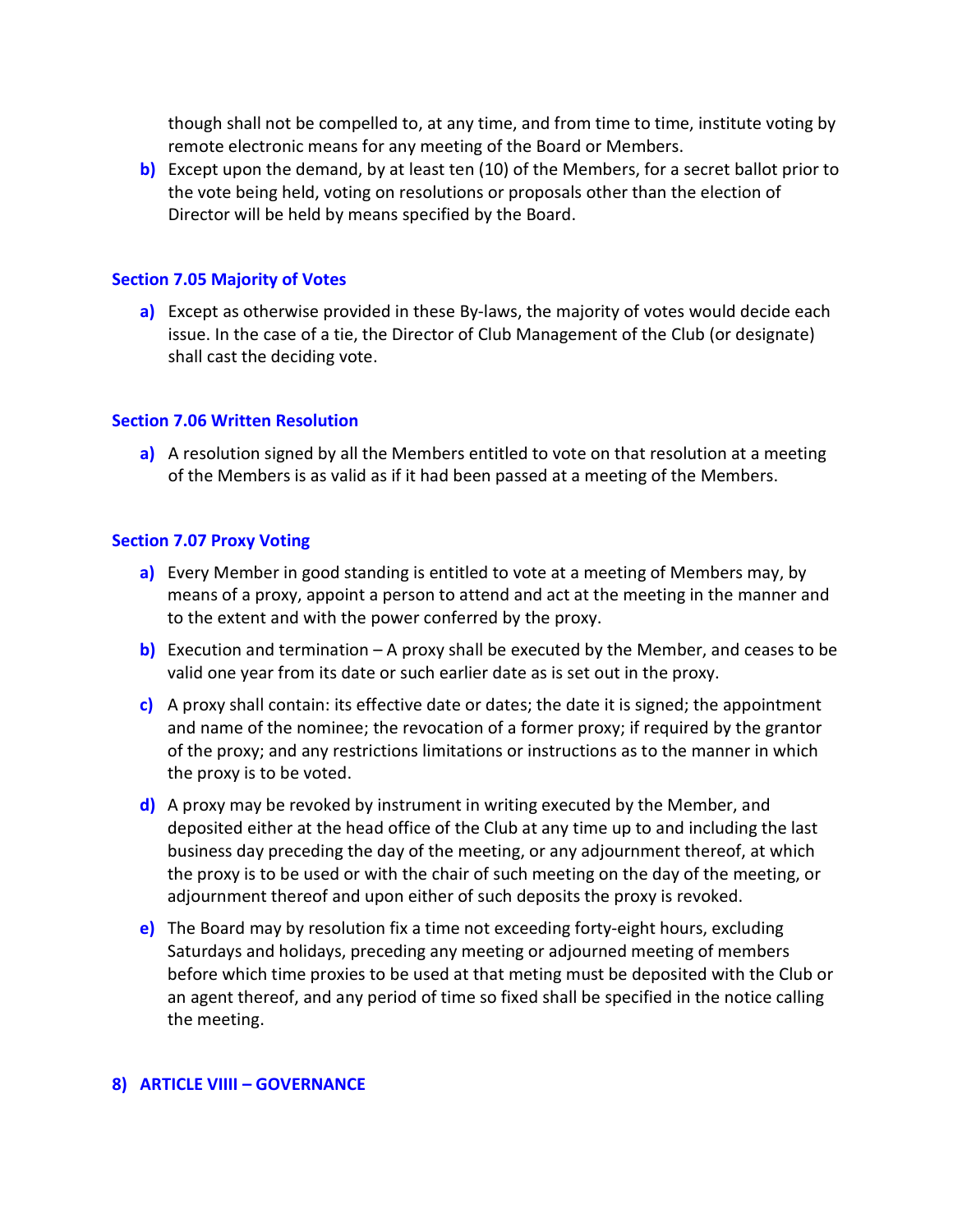though shall not be compelled to, at any time, and from time to time, institute voting by remote electronic means for any meeting of the Board or Members.

**b)** Except upon the demand, by at least ten (10) of the Members, for a secret ballot prior to the vote being held, voting on resolutions or proposals other than the election of Director will be held by means specified by the Board.

### Section 7.05 Majority of Votes

**a)** Except as otherwise provided in these By-laws, the majority of votes would decide each issue. In the case of a tie, the Director of Club Management of the Club (or designate) shall cast the deciding vote.

### Section 7.06 Written Resolution

**a)** A resolution signed by all the Members entitled to vote on that resolution at a meeting of the Members is as valid as if it had been passed at a meeting of the Members.

### Section 7.07 Proxy Voting

**a)** Every Member in good standing is entitled to vote at a meeting of Members may, by means of a proxy, appoint a person to attend and act at the meeting in the manner and to the extent and with the power conferred by the proxy.

**b)** Execution and termination – A proxy shall be executed by the Member, and ceases to be valid one year from its date or such earlier date as is set out in the proxy.

**c)** A proxy shall contain: its effective date or dates; the date it is signed; the appointment and name of the nominee; the revocation of a former proxy; if required by the grantor of the proxy; and any restrictions limitations or instructions as to the manner in which the proxy is to be voted.

**d)** A proxy may be revoked by instrument in writing executed by the Member, and deposited either at the head office of the Club at any time up to and including the last business day preceding the day of the meeting, or any adjournment thereof, at which the proxy is to be used or with the chair of such meeting on the day of the meeting, or adjournment thereof and upon either of such deposits the proxy is revoked.

**e)** The Board may by resolution fix a time not exceeding forty-eight hours, excluding Saturdays and holidays, preceding any meeting or adjourned meeting of members before which time proxies to be used at that meting must be deposited with the Club or an agent thereof, and any period of time so fixed shall be specified in the notice calling the meeting.

## 8) ARTICLE VIIII – GOVERNANCE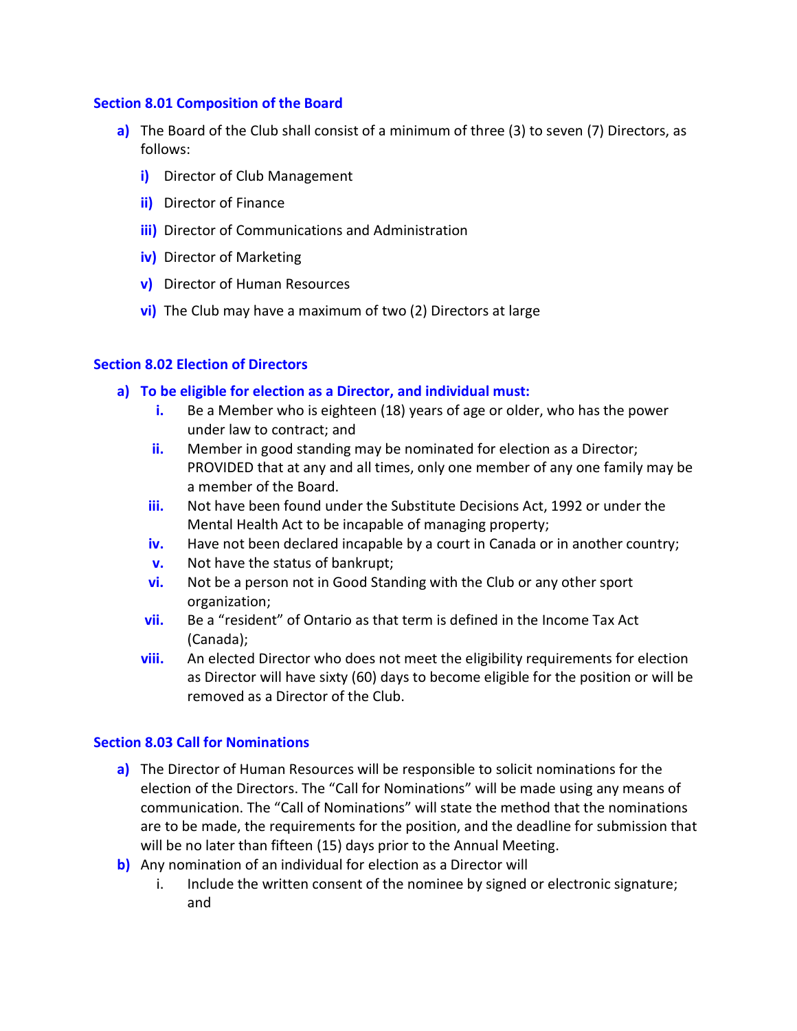### Section 8.01 Composition of the Board

**a)** The Board of the Club shall consist of a minimum of three (3) to seven (7) Directors, as follows:

  **i)** Director of Club Management

  **ii)** Director of Finance

  **iii)** Director of Communications and Administration

  **iv)** Director of Marketing

  **v)** Director of Human Resources

  **vi)** The Club may have a maximum of two (2) Directors at large

### Section 8.02 Election of Directors

**a) To be eligible for election as a Director, and individual must:**

  **i.** Be a Member who is eighteen (18) years of age or older, who has the power under law to contract; and

  **ii.** Member in good standing may be nominated for election as a Director; PROVIDED that at any and all times, only one member of any one family may be a member of the Board.

  **iii.** Not have been found under the Substitute Decisions Act, 1992 or under the Mental Health Act to be incapable of managing property;

  **iv.** Have not been declared incapable by a court in Canada or in another country;

  **v.** Not have the status of bankrupt;

  **vi.** Not be a person not in Good Standing with the Club or any other sport organization;

  **vii.** Be a "resident" of Ontario as that term is defined in the Income Tax Act (Canada);

  **viii.** An elected Director who does not meet the eligibility requirements for election as Director will have sixty (60) days to become eligible for the position or will be removed as a Director of the Club.

### Section 8.03 Call for Nominations

**a)** The Director of Human Resources will be responsible to solicit nominations for the election of the Directors. The "Call for Nominations" will be made using any means of communication. The "Call of Nominations" will state the method that the nominations are to be made, the requirements for the position, and the deadline for submission that will be no later than fifteen (15) days prior to the Annual Meeting.

**b)** Any nomination of an individual for election as a Director will

  i. Include the written consent of the nominee by signed or electronic signature; and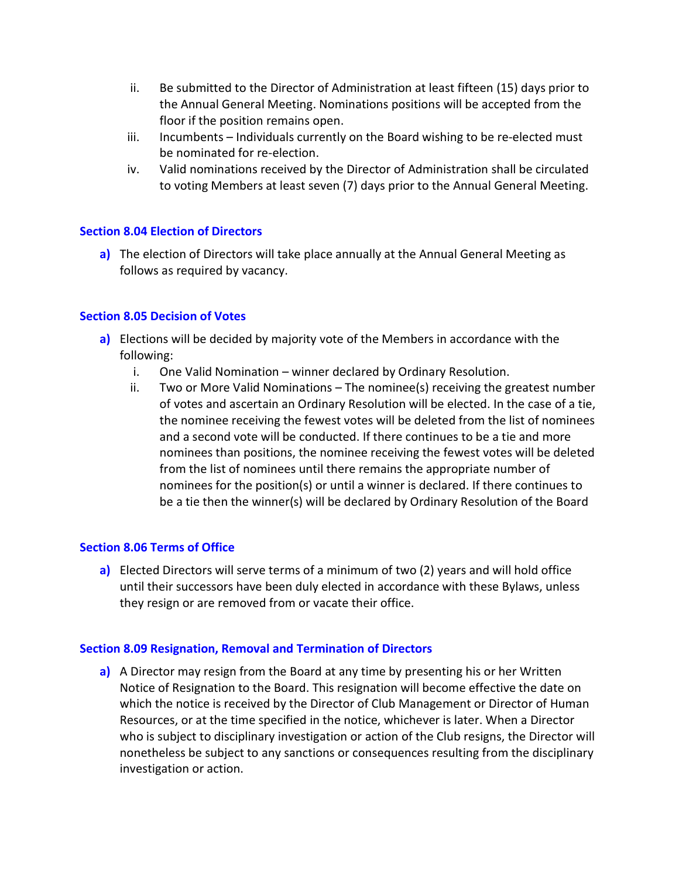ii. Be submitted to the Director of Administration at least fifteen (15) days prior to the Annual General Meeting. Nominations positions will be accepted from the floor if the position remains open.
iii. Incumbents – Individuals currently on the Board wishing to be re-elected must be nominated for re-election.
iv. Valid nominations received by the Director of Administration shall be circulated to voting Members at least seven (7) days prior to the Annual General Meeting.

### Section 8.04 Election of Directors

**a)** The election of Directors will take place annually at the Annual General Meeting as follows as required by vacancy.

### Section 8.05 Decision of Votes

**a)** Elections will be decided by majority vote of the Members in accordance with the following:
   i. One Valid Nomination – winner declared by Ordinary Resolution.
   ii. Two or More Valid Nominations – The nominee(s) receiving the greatest number of votes and ascertain an Ordinary Resolution will be elected. In the case of a tie, the nominee receiving the fewest votes will be deleted from the list of nominees and a second vote will be conducted. If there continues to be a tie and more nominees than positions, the nominee receiving the fewest votes will be deleted from the list of nominees until there remains the appropriate number of nominees for the position(s) or until a winner is declared. If there continues to be a tie then the winner(s) will be declared by Ordinary Resolution of the Board

### Section 8.06 Terms of Office

**a)** Elected Directors will serve terms of a minimum of two (2) years and will hold office until their successors have been duly elected in accordance with these Bylaws, unless they resign or are removed from or vacate their office.

### Section 8.09 Resignation, Removal and Termination of Directors

**a)** A Director may resign from the Board at any time by presenting his or her Written Notice of Resignation to the Board. This resignation will become effective the date on which the notice is received by the Director of Club Management or Director of Human Resources, or at the time specified in the notice, whichever is later. When a Director who is subject to disciplinary investigation or action of the Club resigns, the Director will nonetheless be subject to any sanctions or consequences resulting from the disciplinary investigation or action.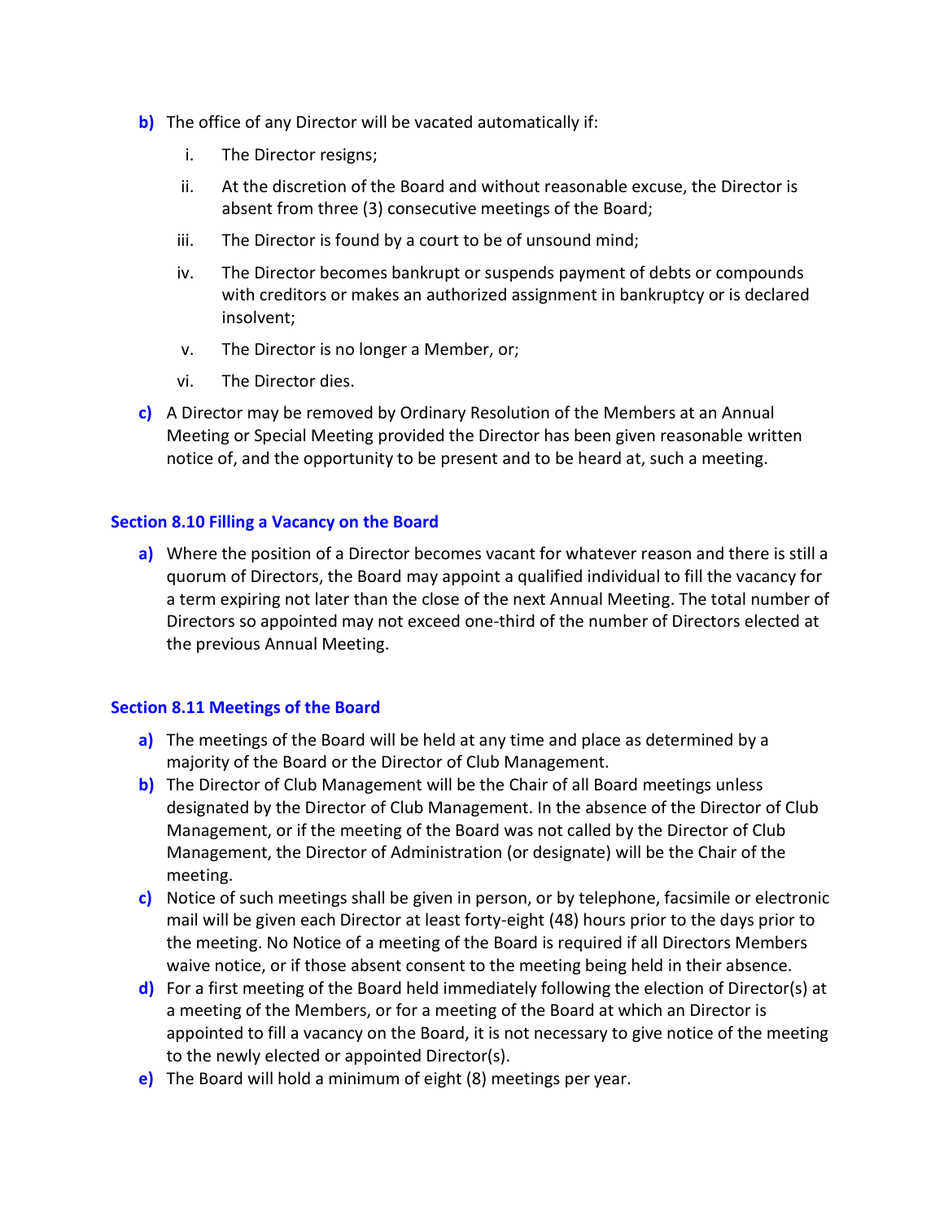**b)** The office of any Director will be vacated automatically if:

i. The Director resigns;

ii. At the discretion of the Board and without reasonable excuse, the Director is absent from three (3) consecutive meetings of the Board;

iii. The Director is found by a court to be of unsound mind;

iv. The Director becomes bankrupt or suspends payment of debts or compounds with creditors or makes an authorized assignment in bankruptcy or is declared insolvent;

v. The Director is no longer a Member, or;

vi. The Director dies.

**c)** A Director may be removed by Ordinary Resolution of the Members at an Annual Meeting or Special Meeting provided the Director has been given reasonable written notice of, and the opportunity to be present and to be heard at, such a meeting.

### Section 8.10 Filling a Vacancy on the Board

**a)** Where the position of a Director becomes vacant for whatever reason and there is still a quorum of Directors, the Board may appoint a qualified individual to fill the vacancy for a term expiring not later than the close of the next Annual Meeting. The total number of Directors so appointed may not exceed one-third of the number of Directors elected at the previous Annual Meeting.

### Section 8.11 Meetings of the Board

**a)** The meetings of the Board will be held at any time and place as determined by a majority of the Board or the Director of Club Management.

**b)** The Director of Club Management will be the Chair of all Board meetings unless designated by the Director of Club Management. In the absence of the Director of Club Management, or if the meeting of the Board was not called by the Director of Club Management, the Director of Administration (or designate) will be the Chair of the meeting.

**c)** Notice of such meetings shall be given in person, or by telephone, facsimile or electronic mail will be given each Director at least forty-eight (48) hours prior to the days prior to the meeting. No Notice of a meeting of the Board is required if all Directors Members waive notice, or if those absent consent to the meeting being held in their absence.

**d)** For a first meeting of the Board held immediately following the election of Director(s) at a meeting of the Members, or for a meeting of the Board at which an Director is appointed to fill a vacancy on the Board, it is not necessary to give notice of the meeting to the newly elected or appointed Director(s).

**e)** The Board will hold a minimum of eight (8) meetings per year.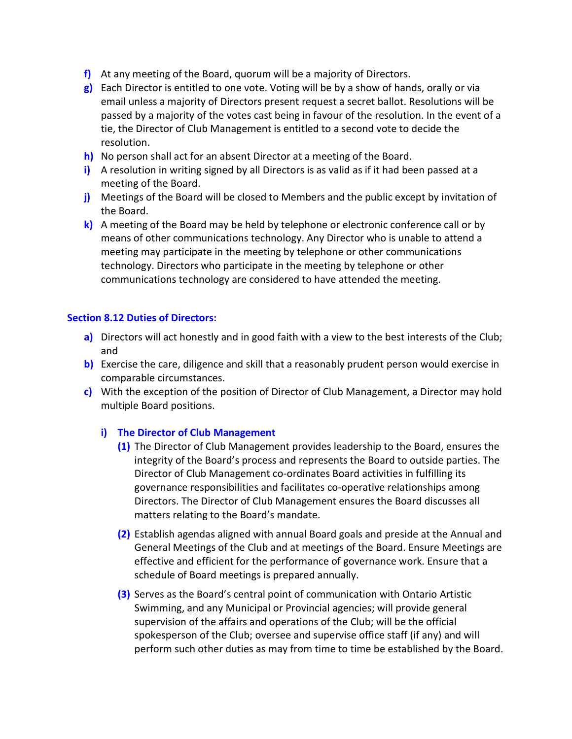f) At any meeting of the Board, quorum will be a majority of Directors.

g) Each Director is entitled to one vote. Voting will be by a show of hands, orally or via email unless a majority of Directors present request a secret ballot. Resolutions will be passed by a majority of the votes cast being in favour of the resolution. In the event of a tie, the Director of Club Management is entitled to a second vote to decide the resolution.

h) No person shall act for an absent Director at a meeting of the Board.

i) A resolution in writing signed by all Directors is as valid as if it had been passed at a meeting of the Board.

j) Meetings of the Board will be closed to Members and the public except by invitation of the Board.

k) A meeting of the Board may be held by telephone or electronic conference call or by means of other communications technology. Any Director who is unable to attend a meeting may participate in the meeting by telephone or other communications technology. Directors who participate in the meeting by telephone or other communications technology are considered to have attended the meeting.

### Section 8.12 Duties of Directors:

a) Directors will act honestly and in good faith with a view to the best interests of the Club; and

b) Exercise the care, diligence and skill that a reasonably prudent person would exercise in comparable circumstances.

c) With the exception of the position of Director of Club Management, a Director may hold multiple Board positions.

#### i) The Director of Club Management

(1) The Director of Club Management provides leadership to the Board, ensures the integrity of the Board's process and represents the Board to outside parties. The Director of Club Management co-ordinates Board activities in fulfilling its governance responsibilities and facilitates co-operative relationships among Directors. The Director of Club Management ensures the Board discusses all matters relating to the Board's mandate.

(2) Establish agendas aligned with annual Board goals and preside at the Annual and General Meetings of the Club and at meetings of the Board. Ensure Meetings are effective and efficient for the performance of governance work. Ensure that a schedule of Board meetings is prepared annually.

(3) Serves as the Board's central point of communication with Ontario Artistic Swimming, and any Municipal or Provincial agencies; will provide general supervision of the affairs and operations of the Club; will be the official spokesperson of the Club; oversee and supervise office staff (if any) and will perform such other duties as may from time to time be established by the Board.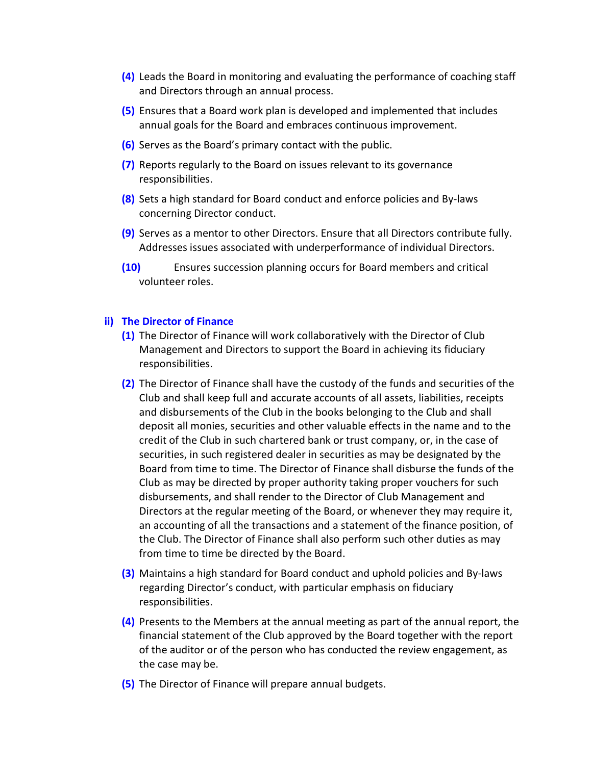(4) Leads the Board in monitoring and evaluating the performance of coaching staff and Directors through an annual process.

(5) Ensures that a Board work plan is developed and implemented that includes annual goals for the Board and embraces continuous improvement.

(6) Serves as the Board's primary contact with the public.

(7) Reports regularly to the Board on issues relevant to its governance responsibilities.

(8) Sets a high standard for Board conduct and enforce policies and By-laws concerning Director conduct.

(9) Serves as a mentor to other Directors. Ensure that all Directors contribute fully. Addresses issues associated with underperformance of individual Directors.

(10) Ensures succession planning occurs for Board members and critical volunteer roles.

### ii) The Director of Finance

(1) The Director of Finance will work collaboratively with the Director of Club Management and Directors to support the Board in achieving its fiduciary responsibilities.

(2) The Director of Finance shall have the custody of the funds and securities of the Club and shall keep full and accurate accounts of all assets, liabilities, receipts and disbursements of the Club in the books belonging to the Club and shall deposit all monies, securities and other valuable effects in the name and to the credit of the Club in such chartered bank or trust company, or, in the case of securities, in such registered dealer in securities as may be designated by the Board from time to time. The Director of Finance shall disburse the funds of the Club as may be directed by proper authority taking proper vouchers for such disbursements, and shall render to the Director of Club Management and Directors at the regular meeting of the Board, or whenever they may require it, an accounting of all the transactions and a statement of the finance position, of the Club. The Director of Finance shall also perform such other duties as may from time to time be directed by the Board.

(3) Maintains a high standard for Board conduct and uphold policies and By-laws regarding Director's conduct, with particular emphasis on fiduciary responsibilities.

(4) Presents to the Members at the annual meeting as part of the annual report, the financial statement of the Club approved by the Board together with the report of the auditor or of the person who has conducted the review engagement, as the case may be.

(5) The Director of Finance will prepare annual budgets.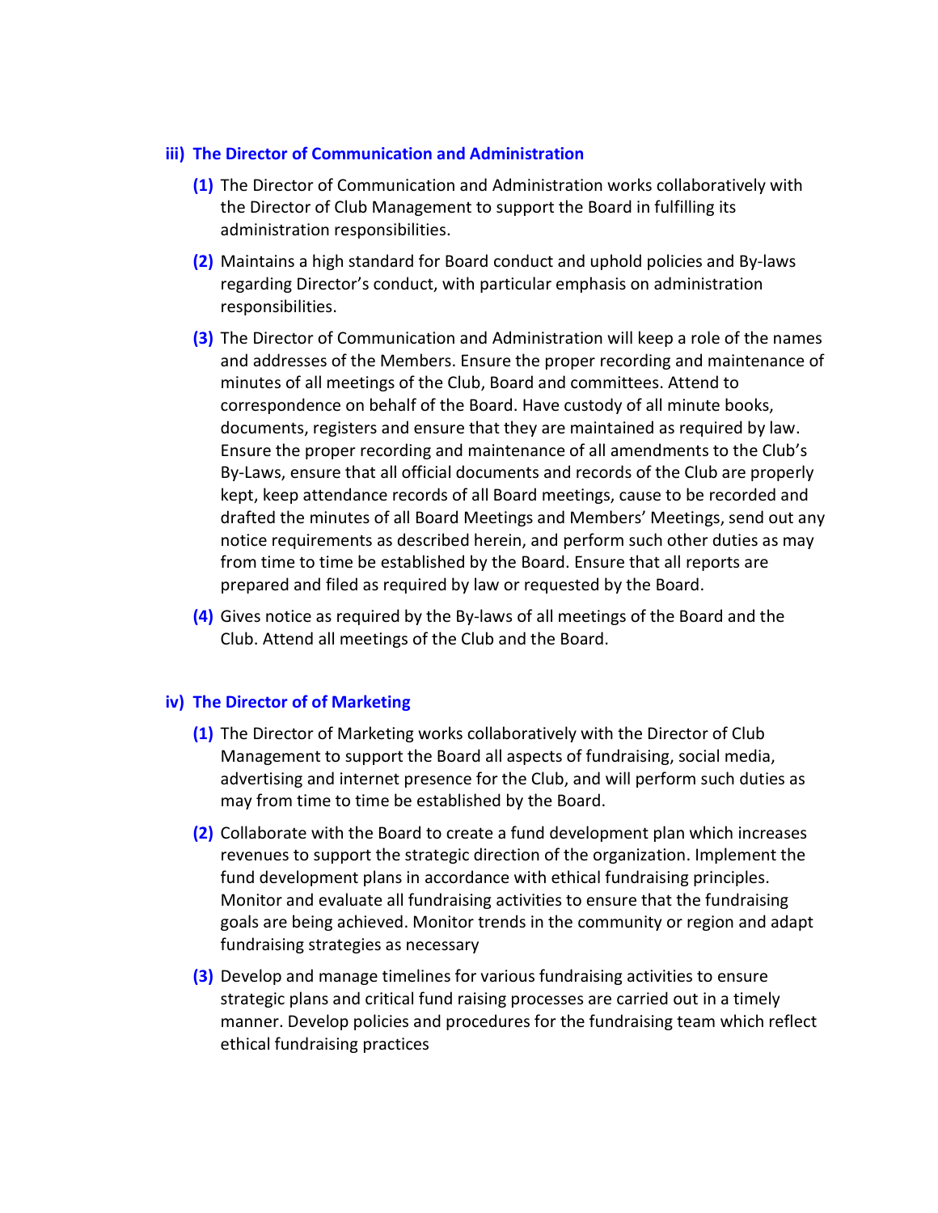### iii) The Director of Communication and Administration

**(1)** The Director of Communication and Administration works collaboratively with the Director of Club Management to support the Board in fulfilling its administration responsibilities.

**(2)** Maintains a high standard for Board conduct and uphold policies and By-laws regarding Director's conduct, with particular emphasis on administration responsibilities.

**(3)** The Director of Communication and Administration will keep a role of the names and addresses of the Members. Ensure the proper recording and maintenance of minutes of all meetings of the Club, Board and committees. Attend to correspondence on behalf of the Board. Have custody of all minute books, documents, registers and ensure that they are maintained as required by law. Ensure the proper recording and maintenance of all amendments to the Club's By-Laws, ensure that all official documents and records of the Club are properly kept, keep attendance records of all Board meetings, cause to be recorded and drafted the minutes of all Board Meetings and Members' Meetings, send out any notice requirements as described herein, and perform such other duties as may from time to time be established by the Board. Ensure that all reports are prepared and filed as required by law or requested by the Board.

**(4)** Gives notice as required by the By-laws of all meetings of the Board and the Club. Attend all meetings of the Club and the Board.

### iv) The Director of of Marketing

**(1)** The Director of Marketing works collaboratively with the Director of Club Management to support the Board all aspects of fundraising, social media, advertising and internet presence for the Club, and will perform such duties as may from time to time be established by the Board.

**(2)** Collaborate with the Board to create a fund development plan which increases revenues to support the strategic direction of the organization. Implement the fund development plans in accordance with ethical fundraising principles. Monitor and evaluate all fundraising activities to ensure that the fundraising goals are being achieved. Monitor trends in the community or region and adapt fundraising strategies as necessary

**(3)** Develop and manage timelines for various fundraising activities to ensure strategic plans and critical fund raising processes are carried out in a timely manner. Develop policies and procedures for the fundraising team which reflect ethical fundraising practices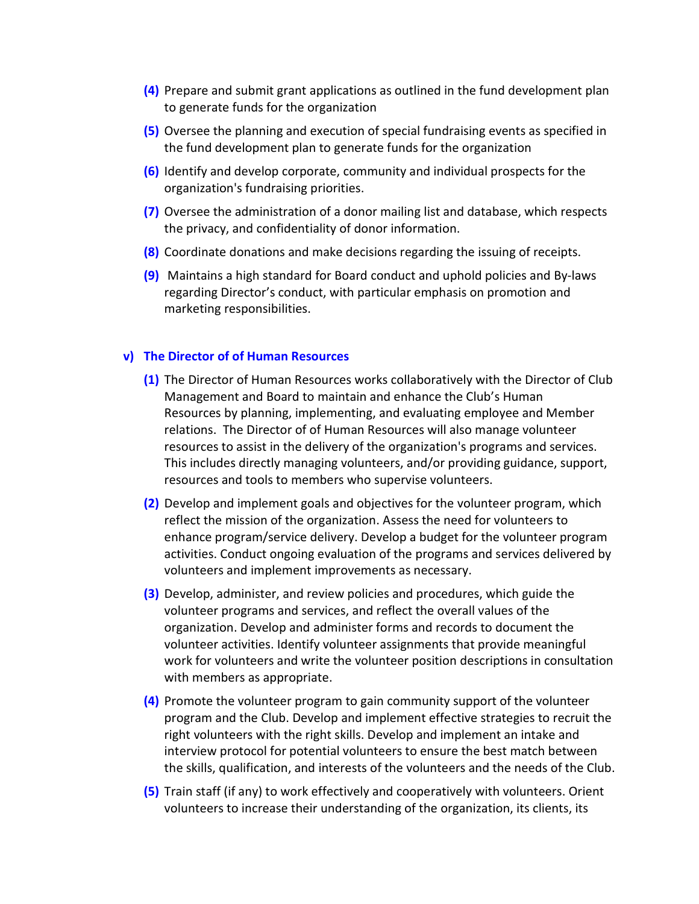**(4)** Prepare and submit grant applications as outlined in the fund development plan to generate funds for the organization

**(5)** Oversee the planning and execution of special fundraising events as specified in the fund development plan to generate funds for the organization

**(6)** Identify and develop corporate, community and individual prospects for the organization's fundraising priorities.

**(7)** Oversee the administration of a donor mailing list and database, which respects the privacy, and confidentiality of donor information.

**(8)** Coordinate donations and make decisions regarding the issuing of receipts.

**(9)** Maintains a high standard for Board conduct and uphold policies and By-laws regarding Director's conduct, with particular emphasis on promotion and marketing responsibilities.

### v) The Director of of Human Resources

**(1)** The Director of Human Resources works collaboratively with the Director of Club Management and Board to maintain and enhance the Club's Human Resources by planning, implementing, and evaluating employee and Member relations. The Director of of Human Resources will also manage volunteer resources to assist in the delivery of the organization's programs and services. This includes directly managing volunteers, and/or providing guidance, support, resources and tools to members who supervise volunteers.

**(2)** Develop and implement goals and objectives for the volunteer program, which reflect the mission of the organization. Assess the need for volunteers to enhance program/service delivery. Develop a budget for the volunteer program activities. Conduct ongoing evaluation of the programs and services delivered by volunteers and implement improvements as necessary.

**(3)** Develop, administer, and review policies and procedures, which guide the volunteer programs and services, and reflect the overall values of the organization. Develop and administer forms and records to document the volunteer activities. Identify volunteer assignments that provide meaningful work for volunteers and write the volunteer position descriptions in consultation with members as appropriate.

**(4)** Promote the volunteer program to gain community support of the volunteer program and the Club. Develop and implement effective strategies to recruit the right volunteers with the right skills. Develop and implement an intake and interview protocol for potential volunteers to ensure the best match between the skills, qualification, and interests of the volunteers and the needs of the Club.

**(5)** Train staff (if any) to work effectively and cooperatively with volunteers. Orient volunteers to increase their understanding of the organization, its clients, its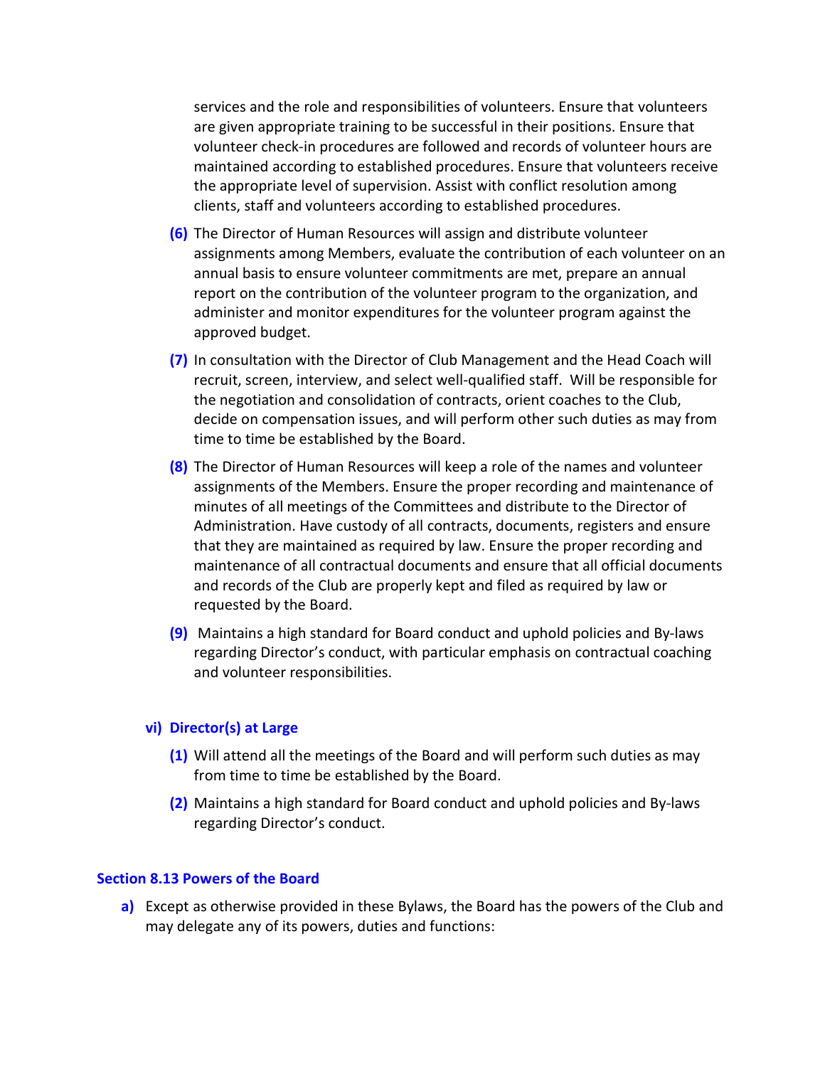services and the role and responsibilities of volunteers. Ensure that volunteers are given appropriate training to be successful in their positions. Ensure that volunteer check-in procedures are followed and records of volunteer hours are maintained according to established procedures. Ensure that volunteers receive the appropriate level of supervision. Assist with conflict resolution among clients, staff and volunteers according to established procedures.

**(6)** The Director of Human Resources will assign and distribute volunteer assignments among Members, evaluate the contribution of each volunteer on an annual basis to ensure volunteer commitments are met, prepare an annual report on the contribution of the volunteer program to the organization, and administer and monitor expenditures for the volunteer program against the approved budget.

**(7)** In consultation with the Director of Club Management and the Head Coach will recruit, screen, interview, and select well-qualified staff. Will be responsible for the negotiation and consolidation of contracts, orient coaches to the Club, decide on compensation issues, and will perform other such duties as may from time to time be established by the Board.

**(8)** The Director of Human Resources will keep a role of the names and volunteer assignments of the Members. Ensure the proper recording and maintenance of minutes of all meetings of the Committees and distribute to the Director of Administration. Have custody of all contracts, documents, registers and ensure that they are maintained as required by law. Ensure the proper recording and maintenance of all contractual documents and ensure that all official documents and records of the Club are properly kept and filed as required by law or requested by the Board.

**(9)** Maintains a high standard for Board conduct and uphold policies and By-laws regarding Director's conduct, with particular emphasis on contractual coaching and volunteer responsibilities.

**vi) Director(s) at Large**

**(1)** Will attend all the meetings of the Board and will perform such duties as may from time to time be established by the Board.

**(2)** Maintains a high standard for Board conduct and uphold policies and By-laws regarding Director's conduct.

### Section 8.13 Powers of the Board

**a)** Except as otherwise provided in these Bylaws, the Board has the powers of the Club and may delegate any of its powers, duties and functions: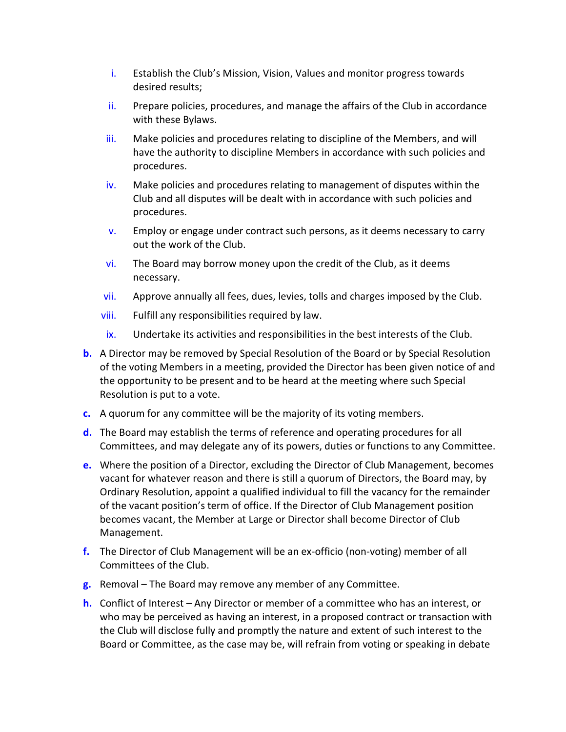i. Establish the Club's Mission, Vision, Values and monitor progress towards desired results;

ii. Prepare policies, procedures, and manage the affairs of the Club in accordance with these Bylaws.

iii. Make policies and procedures relating to discipline of the Members, and will have the authority to discipline Members in accordance with such policies and procedures.

iv. Make policies and procedures relating to management of disputes within the Club and all disputes will be dealt with in accordance with such policies and procedures.

v. Employ or engage under contract such persons, as it deems necessary to carry out the work of the Club.

vi. The Board may borrow money upon the credit of the Club, as it deems necessary.

vii. Approve annually all fees, dues, levies, tolls and charges imposed by the Club.

viii. Fulfill any responsibilities required by law.

ix. Undertake its activities and responsibilities in the best interests of the Club.

**b.** A Director may be removed by Special Resolution of the Board or by Special Resolution of the voting Members in a meeting, provided the Director has been given notice of and the opportunity to be present and to be heard at the meeting where such Special Resolution is put to a vote.

**c.** A quorum for any committee will be the majority of its voting members.

**d.** The Board may establish the terms of reference and operating procedures for all Committees, and may delegate any of its powers, duties or functions to any Committee.

**e.** Where the position of a Director, excluding the Director of Club Management, becomes vacant for whatever reason and there is still a quorum of Directors, the Board may, by Ordinary Resolution, appoint a qualified individual to fill the vacancy for the remainder of the vacant position's term of office. If the Director of Club Management position becomes vacant, the Member at Large or Director shall become Director of Club Management.

**f.** The Director of Club Management will be an ex-officio (non-voting) member of all Committees of the Club.

**g.** Removal – The Board may remove any member of any Committee.

**h.** Conflict of Interest – Any Director or member of a committee who has an interest, or who may be perceived as having an interest, in a proposed contract or transaction with the Club will disclose fully and promptly the nature and extent of such interest to the Board or Committee, as the case may be, will refrain from voting or speaking in debate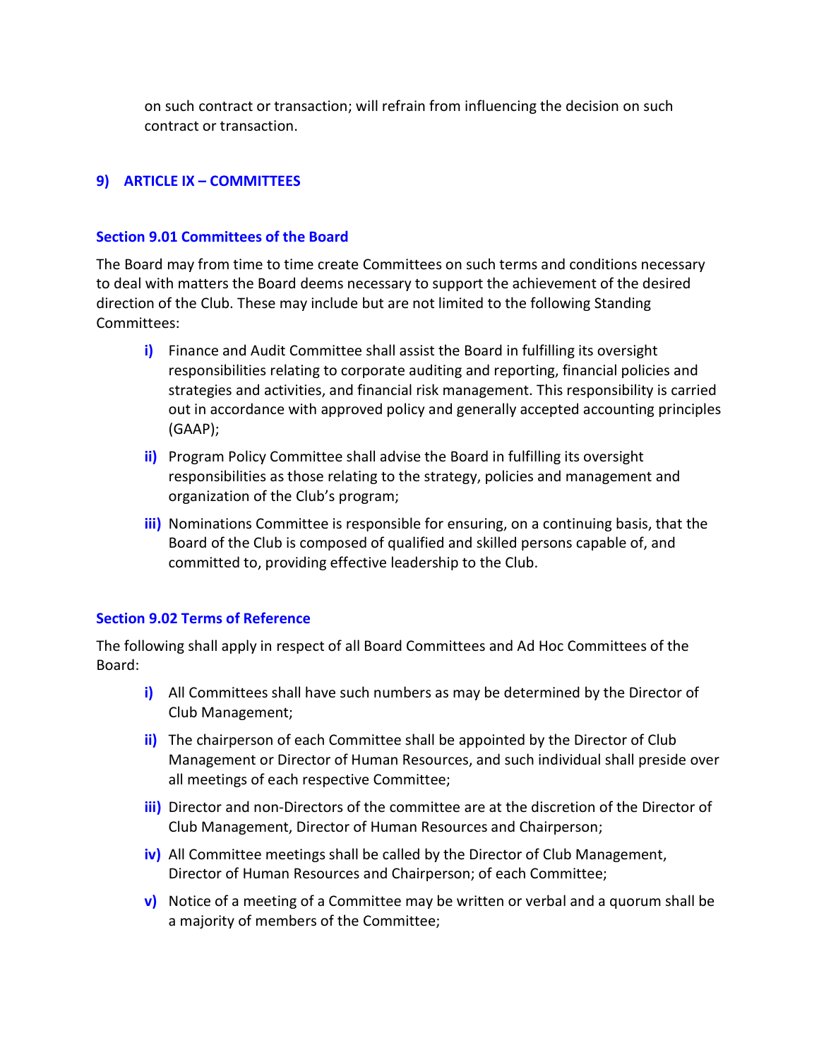on such contract or transaction; will refrain from influencing the decision on such contract or transaction.

## 9) ARTICLE IX – COMMITTEES

### Section 9.01 Committees of the Board

The Board may from time to time create Committees on such terms and conditions necessary to deal with matters the Board deems necessary to support the achievement of the desired direction of the Club. These may include but are not limited to the following Standing Committees:

- **i)** Finance and Audit Committee shall assist the Board in fulfilling its oversight responsibilities relating to corporate auditing and reporting, financial policies and strategies and activities, and financial risk management. This responsibility is carried out in accordance with approved policy and generally accepted accounting principles (GAAP);
- **ii)** Program Policy Committee shall advise the Board in fulfilling its oversight responsibilities as those relating to the strategy, policies and management and organization of the Club's program;
- **iii)** Nominations Committee is responsible for ensuring, on a continuing basis, that the Board of the Club is composed of qualified and skilled persons capable of, and committed to, providing effective leadership to the Club.

### Section 9.02 Terms of Reference

The following shall apply in respect of all Board Committees and Ad Hoc Committees of the Board:

- **i)** All Committees shall have such numbers as may be determined by the Director of Club Management;
- **ii)** The chairperson of each Committee shall be appointed by the Director of Club Management or Director of Human Resources, and such individual shall preside over all meetings of each respective Committee;
- **iii)** Director and non-Directors of the committee are at the discretion of the Director of Club Management, Director of Human Resources and Chairperson;
- **iv)** All Committee meetings shall be called by the Director of Club Management, Director of Human Resources and Chairperson; of each Committee;
- **v)** Notice of a meeting of a Committee may be written or verbal and a quorum shall be a majority of members of the Committee;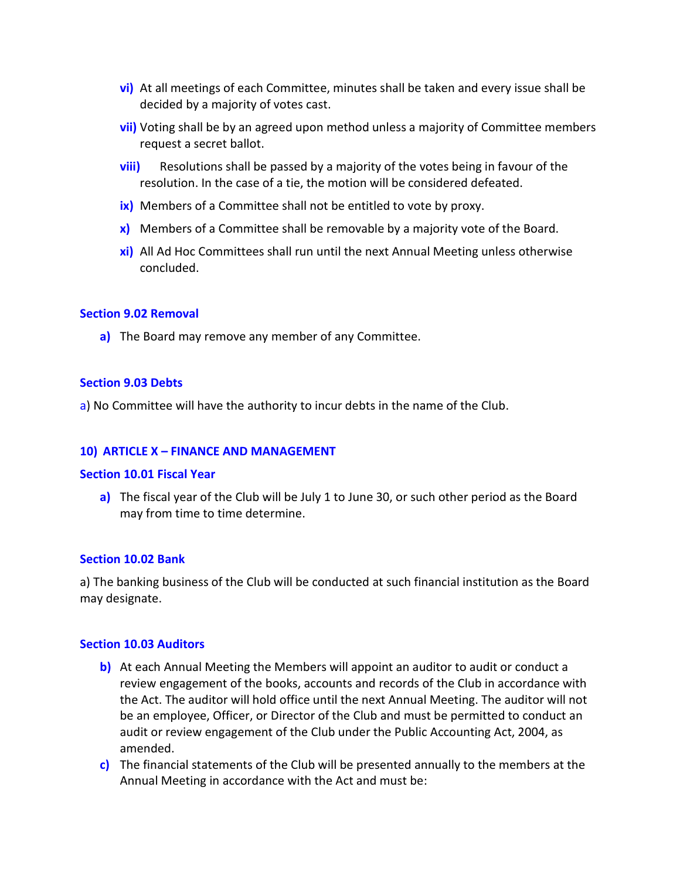vi) At all meetings of each Committee, minutes shall be taken and every issue shall be decided by a majority of votes cast.

vii) Voting shall be by an agreed upon method unless a majority of Committee members request a secret ballot.

viii) Resolutions shall be passed by a majority of the votes being in favour of the resolution. In the case of a tie, the motion will be considered defeated.

ix) Members of a Committee shall not be entitled to vote by proxy.

x) Members of a Committee shall be removable by a majority vote of the Board.

xi) All Ad Hoc Committees shall run until the next Annual Meeting unless otherwise concluded.

### Section 9.02 Removal

a) The Board may remove any member of any Committee.

### Section 9.03 Debts

a) No Committee will have the authority to incur debts in the name of the Club.

## 10) ARTICLE X – FINANCE AND MANAGEMENT

### Section 10.01 Fiscal Year

a) The fiscal year of the Club will be July 1 to June 30, or such other period as the Board may from time to time determine.

### Section 10.02 Bank

a) The banking business of the Club will be conducted at such financial institution as the Board may designate.

### Section 10.03 Auditors

b) At each Annual Meeting the Members will appoint an auditor to audit or conduct a review engagement of the books, accounts and records of the Club in accordance with the Act. The auditor will hold office until the next Annual Meeting. The auditor will not be an employee, Officer, or Director of the Club and must be permitted to conduct an audit or review engagement of the Club under the Public Accounting Act, 2004, as amended.

c) The financial statements of the Club will be presented annually to the members at the Annual Meeting in accordance with the Act and must be: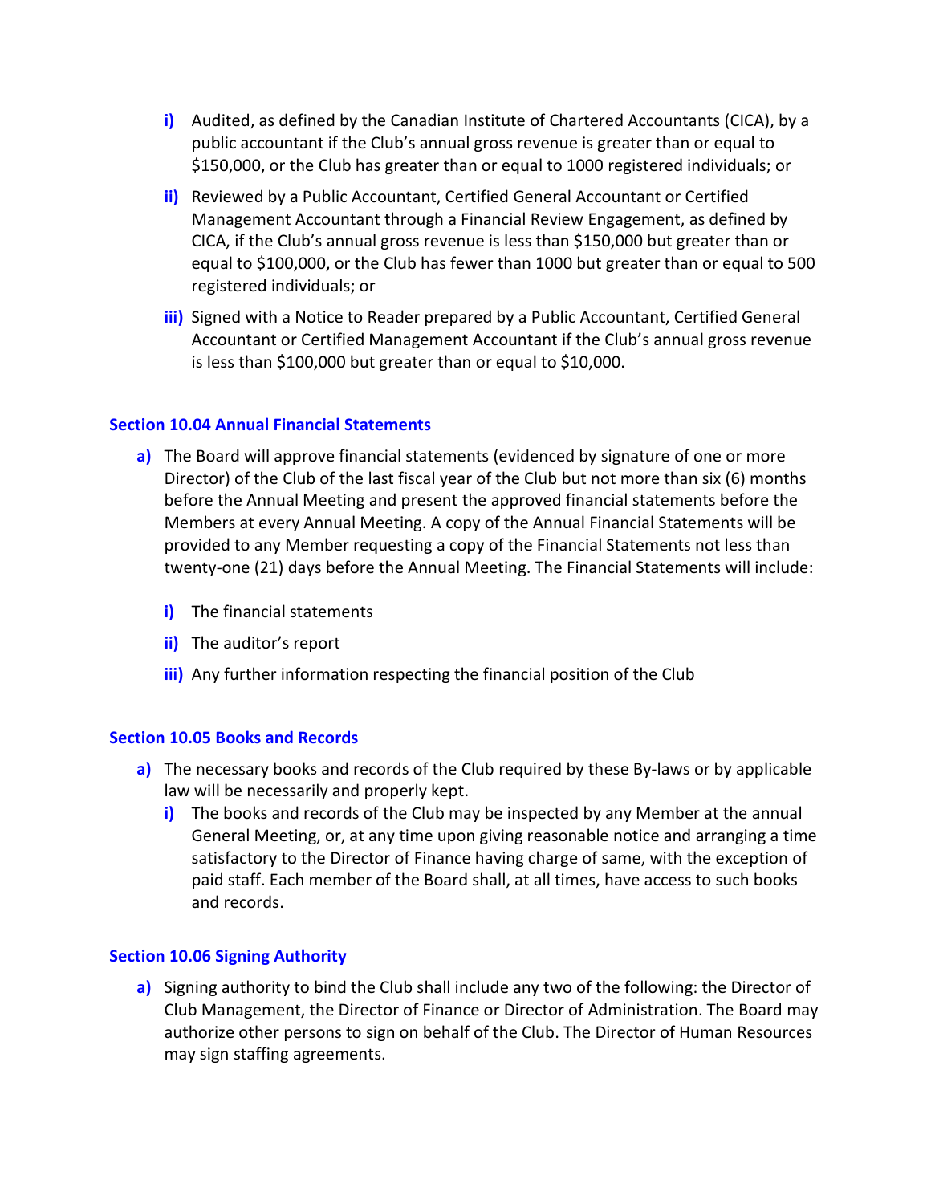- **i)** Audited, as defined by the Canadian Institute of Chartered Accountants (CICA), by a public accountant if the Club's annual gross revenue is greater than or equal to \$150,000, or the Club has greater than or equal to 1000 registered individuals; or
- **ii)** Reviewed by a Public Accountant, Certified General Accountant or Certified Management Accountant through a Financial Review Engagement, as defined by CICA, if the Club's annual gross revenue is less than \$150,000 but greater than or equal to \$100,000, or the Club has fewer than 1000 but greater than or equal to 500 registered individuals; or
- **iii)** Signed with a Notice to Reader prepared by a Public Accountant, Certified General Accountant or Certified Management Accountant if the Club's annual gross revenue is less than \$100,000 but greater than or equal to \$10,000.

### Section 10.04 Annual Financial Statements

**a)** The Board will approve financial statements (evidenced by signature of one or more Director) of the Club of the last fiscal year of the Club but not more than six (6) months before the Annual Meeting and present the approved financial statements before the Members at every Annual Meeting. A copy of the Annual Financial Statements will be provided to any Member requesting a copy of the Financial Statements not less than twenty-one (21) days before the Annual Meeting. The Financial Statements will include:

- **i)** The financial statements
- **ii)** The auditor's report
- **iii)** Any further information respecting the financial position of the Club

### Section 10.05 Books and Records

**a)** The necessary books and records of the Club required by these By-laws or by applicable law will be necessarily and properly kept.

- **i)** The books and records of the Club may be inspected by any Member at the annual General Meeting, or, at any time upon giving reasonable notice and arranging a time satisfactory to the Director of Finance having charge of same, with the exception of paid staff. Each member of the Board shall, at all times, have access to such books and records.

### Section 10.06 Signing Authority

**a)** Signing authority to bind the Club shall include any two of the following: the Director of Club Management, the Director of Finance or Director of Administration. The Board may authorize other persons to sign on behalf of the Club. The Director of Human Resources may sign staffing agreements.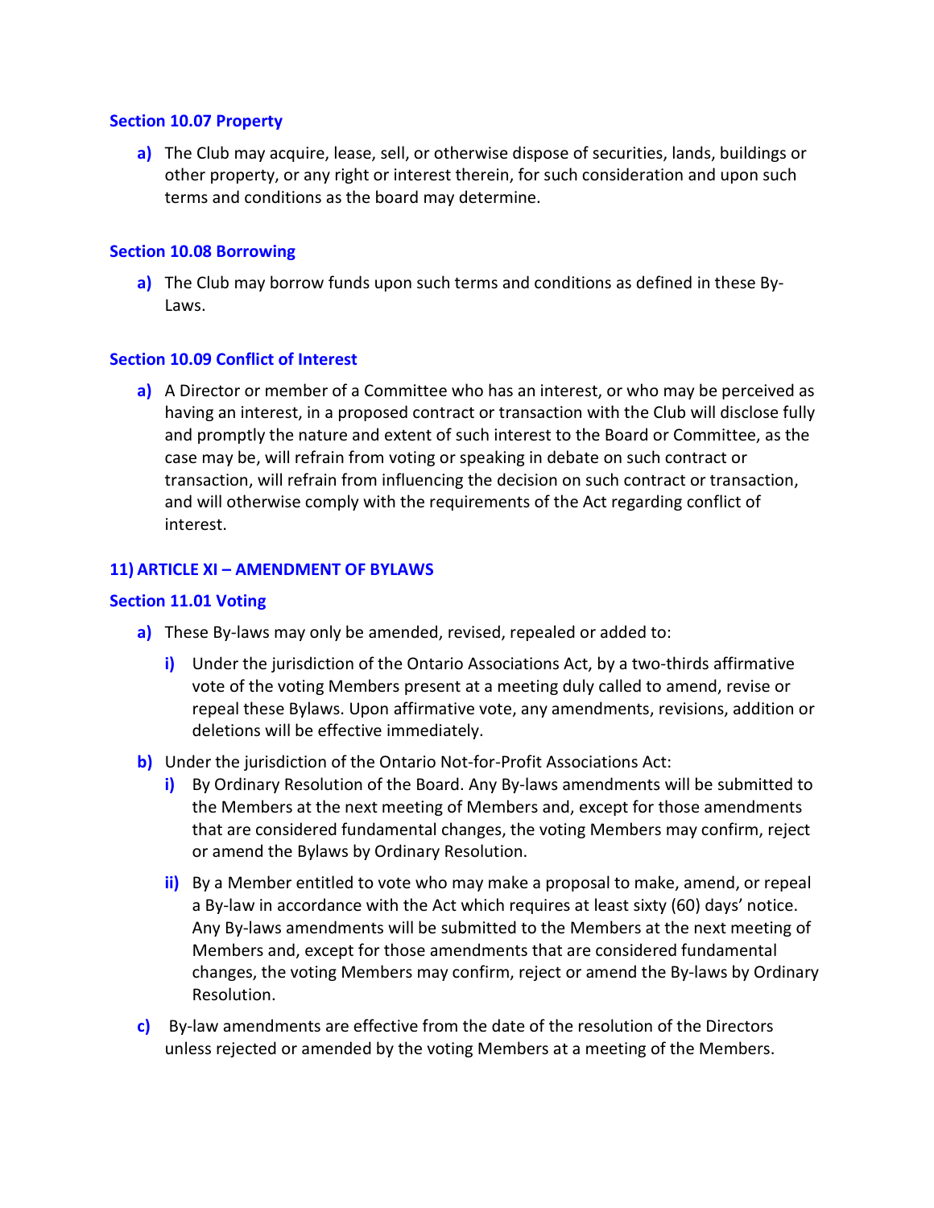### Section 10.07 Property

**a)** The Club may acquire, lease, sell, or otherwise dispose of securities, lands, buildings or other property, or any right or interest therein, for such consideration and upon such terms and conditions as the board may determine.

### Section 10.08 Borrowing

**a)** The Club may borrow funds upon such terms and conditions as defined in these By-Laws.

### Section 10.09 Conflict of Interest

**a)** A Director or member of a Committee who has an interest, or who may be perceived as having an interest, in a proposed contract or transaction with the Club will disclose fully and promptly the nature and extent of such interest to the Board or Committee, as the case may be, will refrain from voting or speaking in debate on such contract or transaction, will refrain from influencing the decision on such contract or transaction, and will otherwise comply with the requirements of the Act regarding conflict of interest.

## 11) ARTICLE XI – AMENDMENT OF BYLAWS

### Section 11.01 Voting

**a)** These By-laws may only be amended, revised, repealed or added to:

  **i)** Under the jurisdiction of the Ontario Associations Act, by a two-thirds affirmative vote of the voting Members present at a meeting duly called to amend, revise or repeal these Bylaws. Upon affirmative vote, any amendments, revisions, addition or deletions will be effective immediately.

**b)** Under the jurisdiction of the Ontario Not-for-Profit Associations Act:

  **i)** By Ordinary Resolution of the Board. Any By-laws amendments will be submitted to the Members at the next meeting of Members and, except for those amendments that are considered fundamental changes, the voting Members may confirm, reject or amend the Bylaws by Ordinary Resolution.

  **ii)** By a Member entitled to vote who may make a proposal to make, amend, or repeal a By-law in accordance with the Act which requires at least sixty (60) days' notice. Any By-laws amendments will be submitted to the Members at the next meeting of Members and, except for those amendments that are considered fundamental changes, the voting Members may confirm, reject or amend the By-laws by Ordinary Resolution.

**c)** By-law amendments are effective from the date of the resolution of the Directors unless rejected or amended by the voting Members at a meeting of the Members.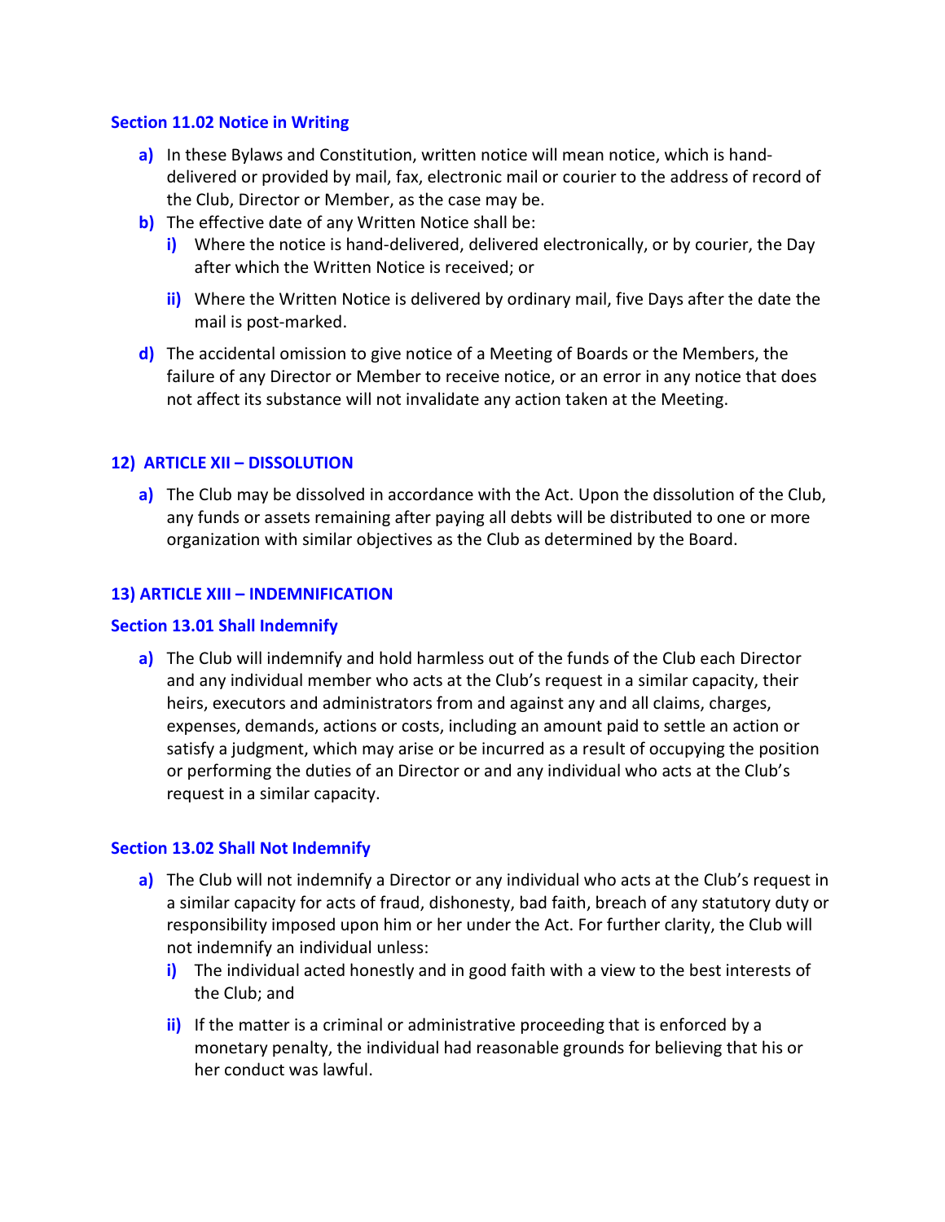### Section 11.02 Notice in Writing

- **a)** In these Bylaws and Constitution, written notice will mean notice, which is hand-delivered or provided by mail, fax, electronic mail or courier to the address of record of the Club, Director or Member, as the case may be.
- **b)** The effective date of any Written Notice shall be:
  - **i)** Where the notice is hand-delivered, delivered electronically, or by courier, the Day after which the Written Notice is received; or
  - **ii)** Where the Written Notice is delivered by ordinary mail, five Days after the date the mail is post-marked.
- **d)** The accidental omission to give notice of a Meeting of Boards or the Members, the failure of any Director or Member to receive notice, or an error in any notice that does not affect its substance will not invalidate any action taken at the Meeting.

## 12) ARTICLE XII – DISSOLUTION

- **a)** The Club may be dissolved in accordance with the Act. Upon the dissolution of the Club, any funds or assets remaining after paying all debts will be distributed to one or more organization with similar objectives as the Club as determined by the Board.

## 13) ARTICLE XIII – INDEMNIFICATION

### Section 13.01 Shall Indemnify

- **a)** The Club will indemnify and hold harmless out of the funds of the Club each Director and any individual member who acts at the Club's request in a similar capacity, their heirs, executors and administrators from and against any and all claims, charges, expenses, demands, actions or costs, including an amount paid to settle an action or satisfy a judgment, which may arise or be incurred as a result of occupying the position or performing the duties of an Director or and any individual who acts at the Club's request in a similar capacity.

### Section 13.02 Shall Not Indemnify

- **a)** The Club will not indemnify a Director or any individual who acts at the Club's request in a similar capacity for acts of fraud, dishonesty, bad faith, breach of any statutory duty or responsibility imposed upon him or her under the Act. For further clarity, the Club will not indemnify an individual unless:
  - **i)** The individual acted honestly and in good faith with a view to the best interests of the Club; and
  - **ii)** If the matter is a criminal or administrative proceeding that is enforced by a monetary penalty, the individual had reasonable grounds for believing that his or her conduct was lawful.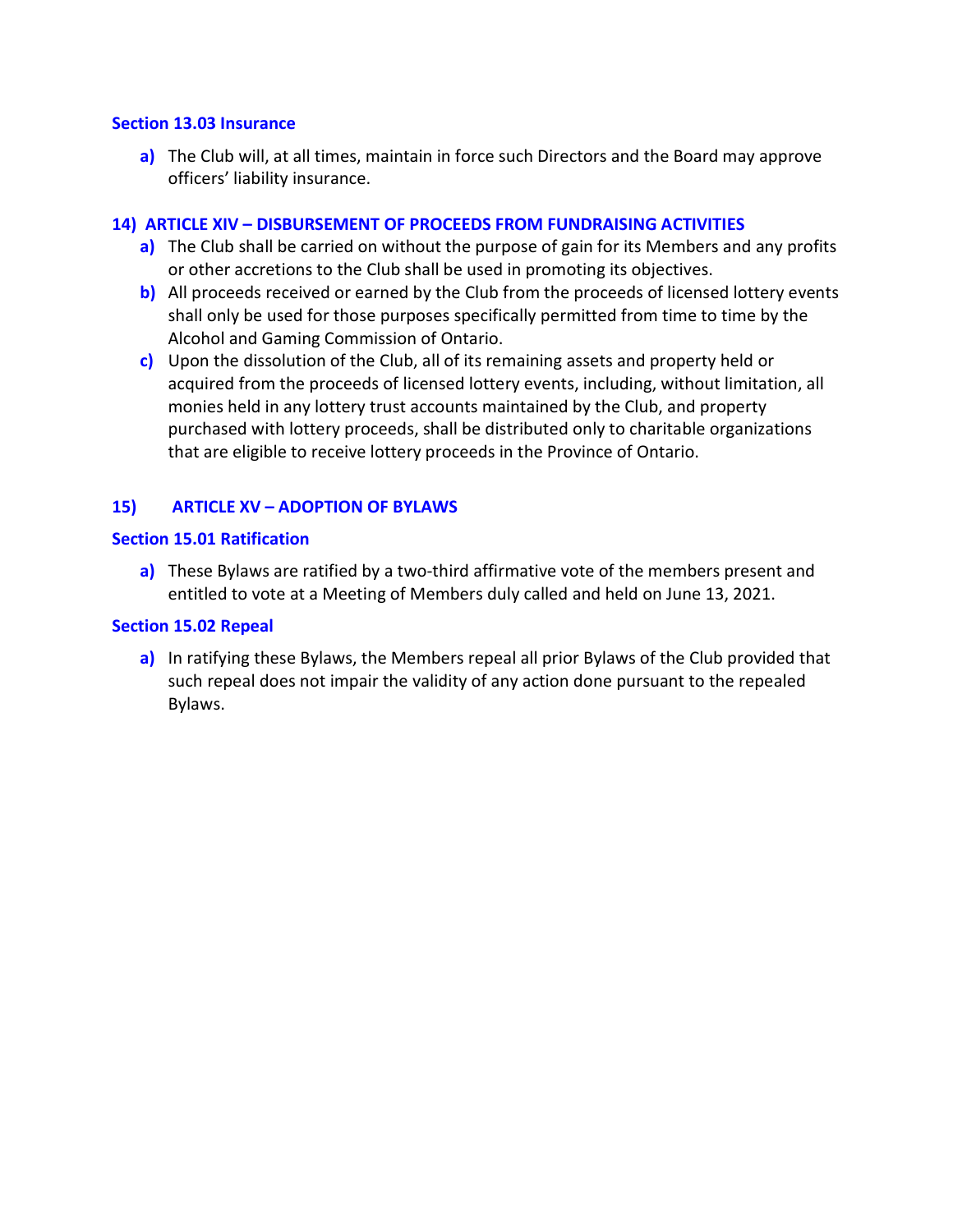### Section 13.03 Insurance

**a)** The Club will, at all times, maintain in force such Directors and the Board may approve officers' liability insurance.

## 14) ARTICLE XIV – DISBURSEMENT OF PROCEEDS FROM FUNDRAISING ACTIVITIES

**a)** The Club shall be carried on without the purpose of gain for its Members and any profits or other accretions to the Club shall be used in promoting its objectives.

**b)** All proceeds received or earned by the Club from the proceeds of licensed lottery events shall only be used for those purposes specifically permitted from time to time by the Alcohol and Gaming Commission of Ontario.

**c)** Upon the dissolution of the Club, all of its remaining assets and property held or acquired from the proceeds of licensed lottery events, including, without limitation, all monies held in any lottery trust accounts maintained by the Club, and property purchased with lottery proceeds, shall be distributed only to charitable organizations that are eligible to receive lottery proceeds in the Province of Ontario.

## 15) ARTICLE XV – ADOPTION OF BYLAWS

### Section 15.01 Ratification

**a)** These Bylaws are ratified by a two-third affirmative vote of the members present and entitled to vote at a Meeting of Members duly called and held on June 13, 2021.

### Section 15.02 Repeal

**a)** In ratifying these Bylaws, the Members repeal all prior Bylaws of the Club provided that such repeal does not impair the validity of any action done pursuant to the repealed Bylaws.